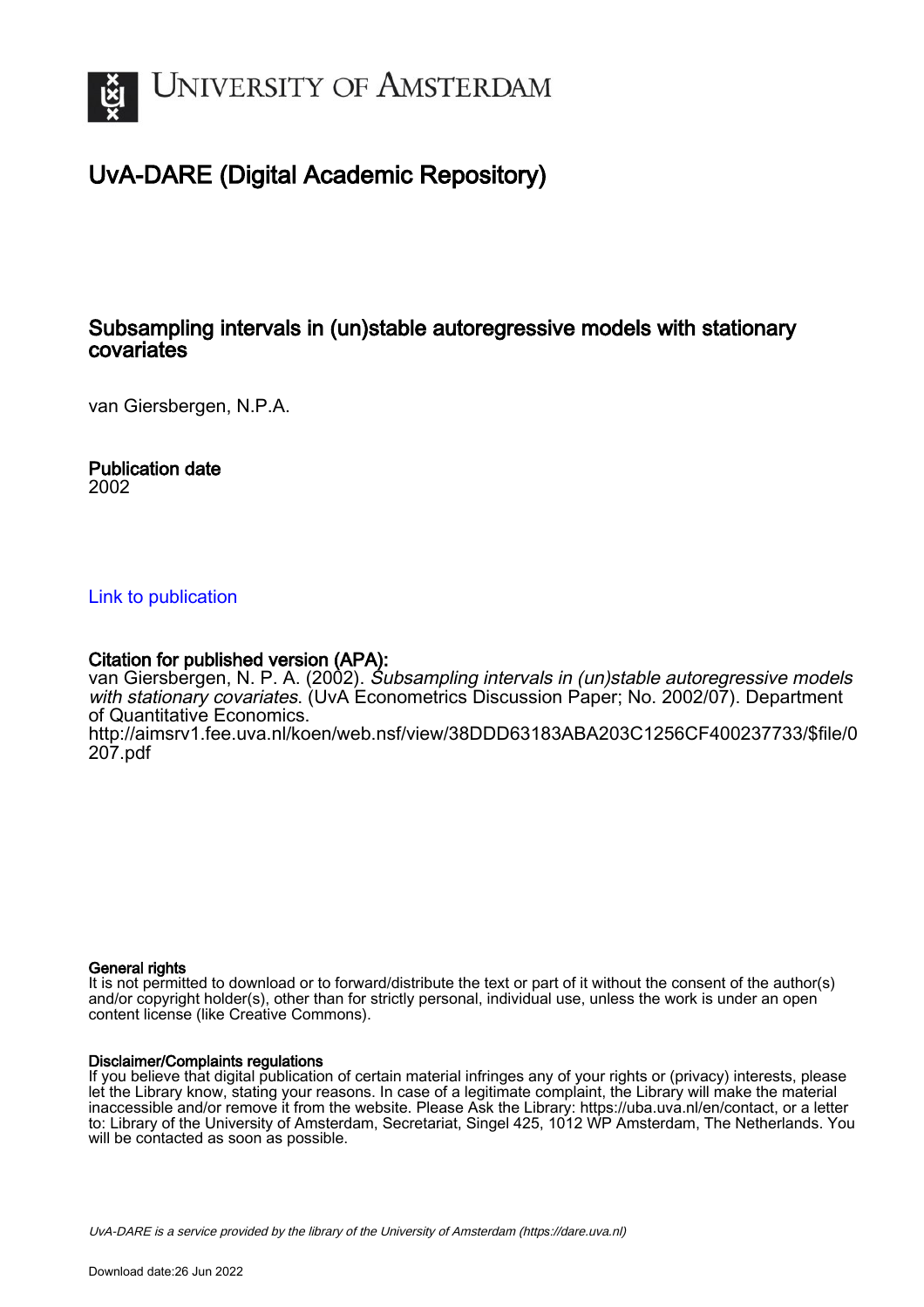# University of Amsterdam

## UvA-DARE (Digital Academic Repository)

### Subsampling intervals in (un)stable autoregressive models with stationary covariates

van Giersbergen, N.P.A.

**Publication date**
2002

[Link to publication](#)

**Citation for published version (APA):**
van Giersbergen, N. P. A. (2002). *Subsampling intervals in (un)stable autoregressive models with stationary covariates*. (UvA Econometrics Discussion Paper; No. 2002/07). Department of Quantitative Economics.
http://aimsrv1.fee.uva.nl/koen/web.nsf/view/38DDD63183ABA203C1256CF400237733/$file/0207.pdf

**General rights**
It is not permitted to download or to forward/distribute the text or part of it without the consent of the author(s) and/or copyright holder(s), other than for strictly personal, individual use, unless the work is under an open content license (like Creative Commons).

**Disclaimer/Complaints regulations**
If you believe that digital publication of certain material infringes any of your rights or (privacy) interests, please let the Library know, stating your reasons. In case of a legitimate complaint, the Library will make the material inaccessible and/or remove it from the website. Please Ask the Library: https://uba.uva.nl/en/contact, or a letter to: Library of the University of Amsterdam, Secretariat, Singel 425, 1012 WP Amsterdam, The Netherlands. You will be contacted as soon as possible.

*UvA-DARE is a service provided by the library of the University of Amsterdam (https://dare.uva.nl)*

Download date:26 Jun 2022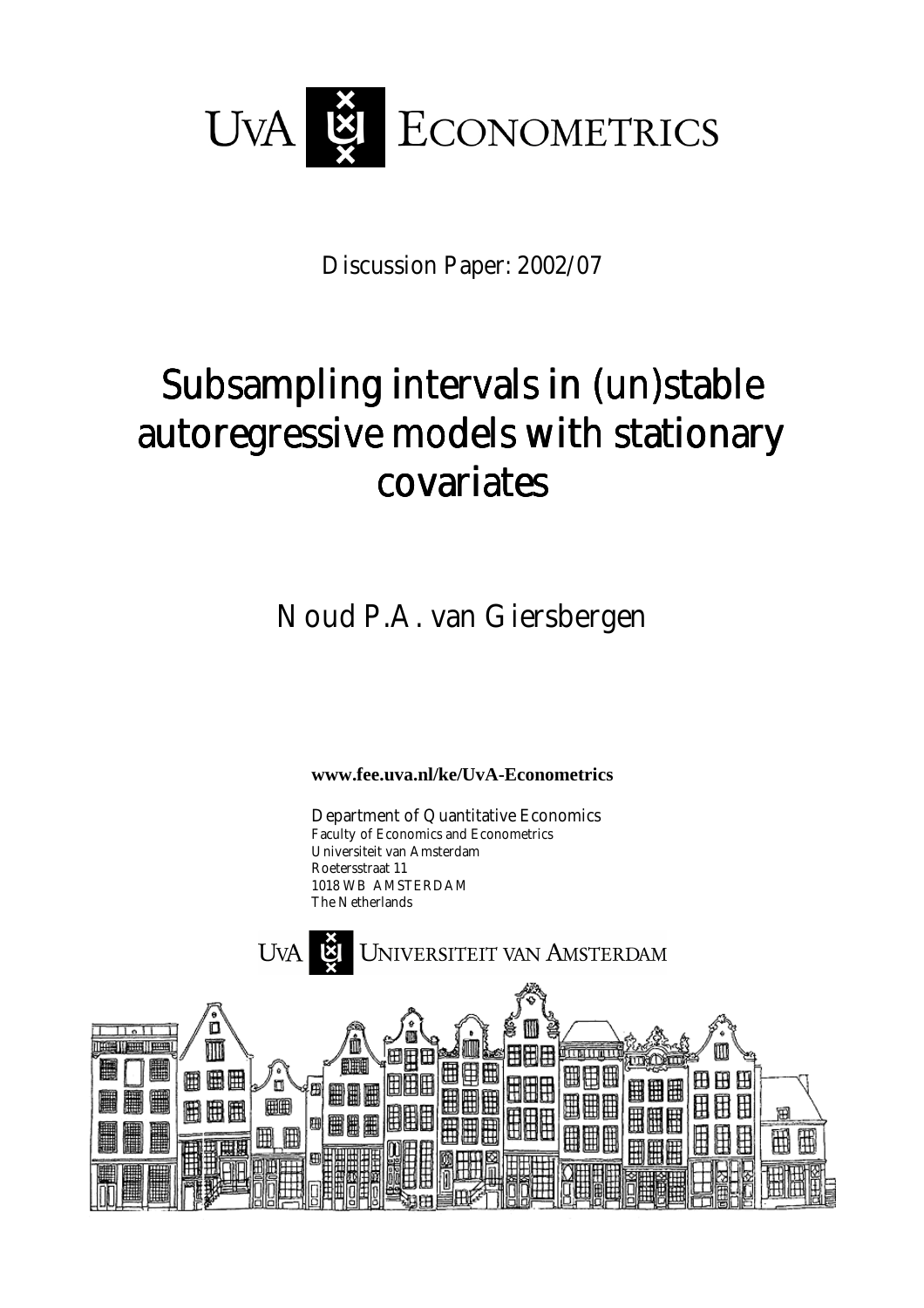UvA ECONOMETRICS

Discussion Paper: 2002/07

# Subsampling intervals in (un)stable autoregressive models with stationary covariates

Noud P.A. van Giersbergen

**www.fee.uva.nl/ke/UvA-Econometrics**

Department of Quantitative Economics
Faculty of Economics and Econometrics
Universiteit van Amsterdam
Roetersstraat 11
1018 WB AMSTERDAM
The Netherlands

UvA UNIVERSITEIT VAN AMSTERDAM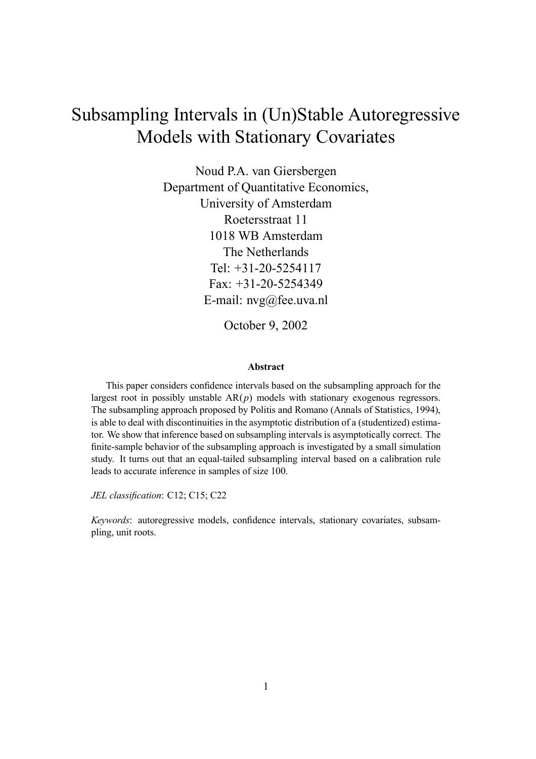# Subsampling Intervals in (Un)Stable Autoregressive Models with Stationary Covariates

Noud P.A. van Giersbergen
Department of Quantitative Economics,
University of Amsterdam
Roetersstraat 11
1018 WB Amsterdam
The Netherlands
Tel: +31-20-5254117
Fax: +31-20-5254349
E-mail: nvg@fee.uva.nl

October 9, 2002

**Abstract**

This paper considers confidence intervals based on the subsampling approach for the largest root in possibly unstable AR($p$) models with stationary exogenous regressors. The subsampling approach proposed by Politis and Romano (Annals of Statistics, 1994), is able to deal with discontinuities in the asymptotic distribution of a (studentized) estimator. We show that inference based on subsampling intervals is asymptotically correct. The finite-sample behavior of the subsampling approach is investigated by a small simulation study. It turns out that an equal-tailed subsampling interval based on a calibration rule leads to accurate inference in samples of size 100.

*JEL classification*: C12; C15; C22

*Keywords*: autoregressive models, confidence intervals, stationary covariates, subsampling, unit roots.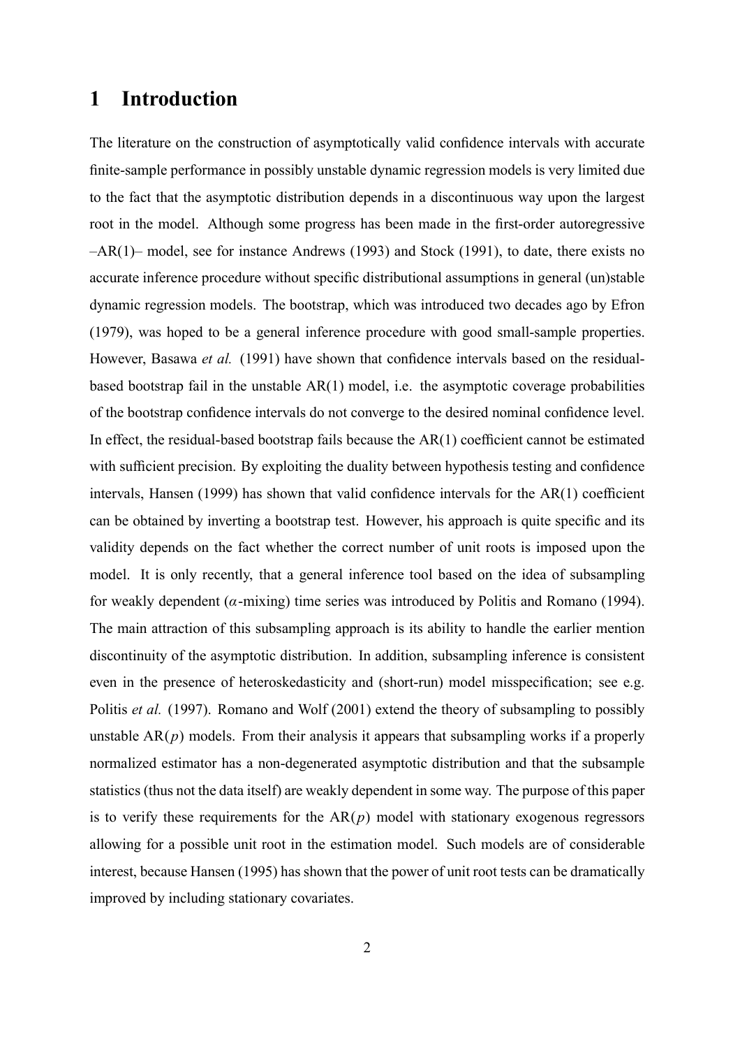# 1 Introduction

The literature on the construction of asymptotically valid confidence intervals with accurate finite-sample performance in possibly unstable dynamic regression models is very limited due to the fact that the asymptotic distribution depends in a discontinuous way upon the largest root in the model. Although some progress has been made in the first-order autoregressive –AR(1)– model, see for instance Andrews (1993) and Stock (1991), to date, there exists no accurate inference procedure without specific distributional assumptions in general (un)stable dynamic regression models. The bootstrap, which was introduced two decades ago by Efron (1979), was hoped to be a general inference procedure with good small-sample properties. However, Basawa *et al.* (1991) have shown that confidence intervals based on the residual-based bootstrap fail in the unstable AR(1) model, i.e. the asymptotic coverage probabilities of the bootstrap confidence intervals do not converge to the desired nominal confidence level. In effect, the residual-based bootstrap fails because the AR(1) coefficient cannot be estimated with sufficient precision. By exploiting the duality between hypothesis testing and confidence intervals, Hansen (1999) has shown that valid confidence intervals for the AR(1) coefficient can be obtained by inverting a bootstrap test. However, his approach is quite specific and its validity depends on the fact whether the correct number of unit roots is imposed upon the model. It is only recently, that a general inference tool based on the idea of subsampling for weakly dependent ($\alpha$-mixing) time series was introduced by Politis and Romano (1994). The main attraction of this subsampling approach is its ability to handle the earlier mention discontinuity of the asymptotic distribution. In addition, subsampling inference is consistent even in the presence of heteroskedasticity and (short-run) model misspecification; see e.g. Politis *et al.* (1997). Romano and Wolf (2001) extend the theory of subsampling to possibly unstable AR($p$) models. From their analysis it appears that subsampling works if a properly normalized estimator has a non-degenerated asymptotic distribution and that the subsample statistics (thus not the data itself) are weakly dependent in some way. The purpose of this paper is to verify these requirements for the AR($p$) model with stationary exogenous regressors allowing for a possible unit root in the estimation model. Such models are of considerable interest, because Hansen (1995) has shown that the power of unit root tests can be dramatically improved by including stationary covariates.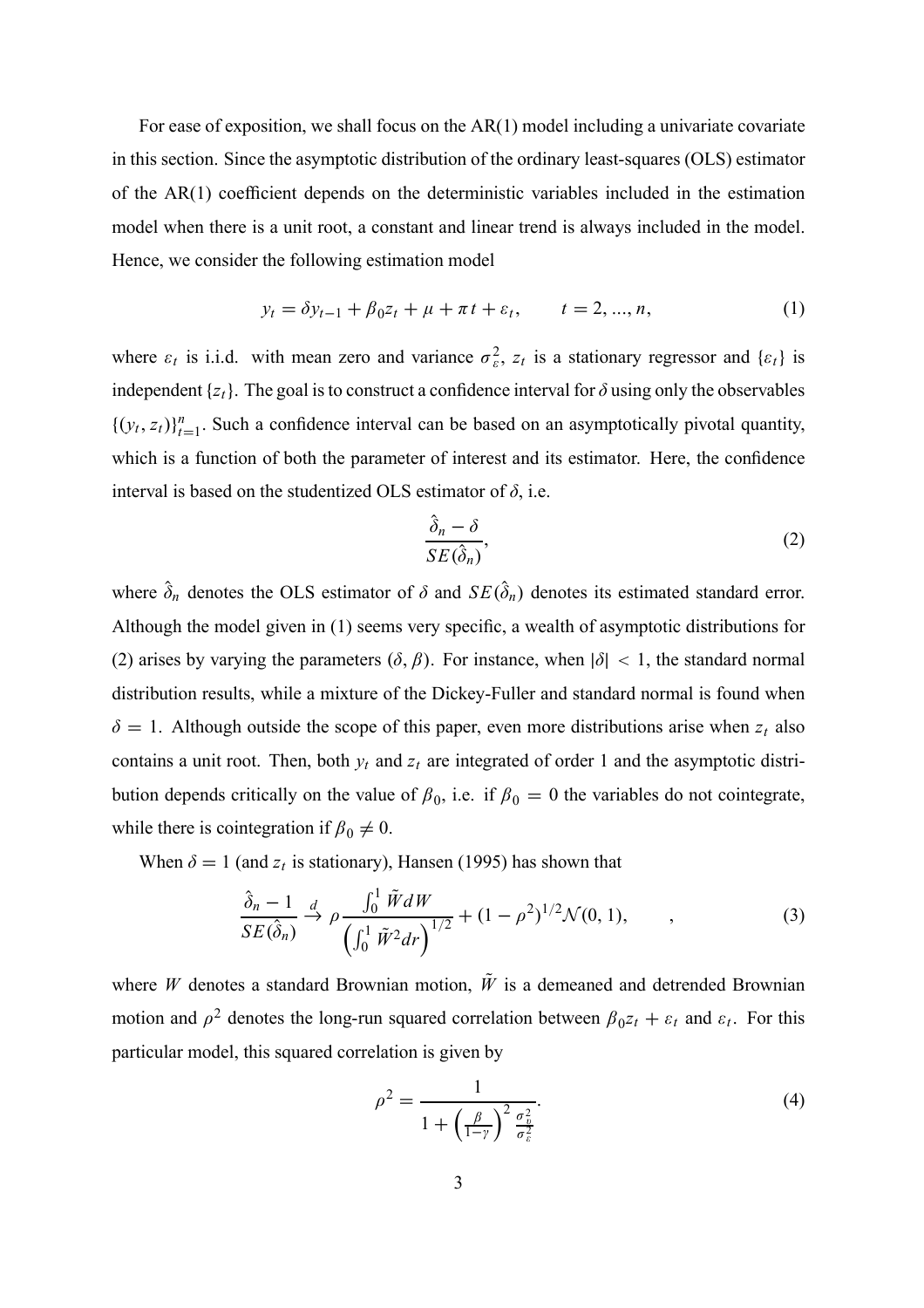For ease of exposition, we shall focus on the AR(1) model including a univariate covariate in this section. Since the asymptotic distribution of the ordinary least-squares (OLS) estimator of the AR(1) coefficient depends on the deterministic variables included in the estimation model when there is a unit root, a constant and linear trend is always included in the model. Hence, we consider the following estimation model

$$y_t = \delta y_{t-1} + \beta_0 z_t + \mu + \pi t + \varepsilon_t, \qquad t = 2, ..., n, \tag{1}$$

where $\varepsilon_t$ is i.i.d. with mean zero and variance $\sigma_\varepsilon^2$, $z_t$ is a stationary regressor and $\{\varepsilon_t\}$ is independent $\{z_t\}$. The goal is to construct a confidence interval for $\delta$ using only the observables $\{(y_t, z_t)\}_{t=1}^n$. Such a confidence interval can be based on an asymptotically pivotal quantity, which is a function of both the parameter of interest and its estimator. Here, the confidence interval is based on the studentized OLS estimator of $\delta$, i.e.

$$\frac{\hat{\delta}_n - \delta}{SE(\hat{\delta}_n)}, \tag{2}$$

where $\hat{\delta}_n$ denotes the OLS estimator of $\delta$ and $SE(\hat{\delta}_n)$ denotes its estimated standard error. Although the model given in (1) seems very specific, a wealth of asymptotic distributions for (2) arises by varying the parameters $(\delta, \beta)$. For instance, when $|\delta| < 1$, the standard normal distribution results, while a mixture of the Dickey-Fuller and standard normal is found when $\delta = 1$. Although outside the scope of this paper, even more distributions arise when $z_t$ also contains a unit root. Then, both $y_t$ and $z_t$ are integrated of order 1 and the asymptotic distribution depends critically on the value of $\beta_0$, i.e. if $\beta_0 = 0$ the variables do not cointegrate, while there is cointegration if $\beta_0 \neq 0$.

When $\delta = 1$ (and $z_t$ is stationary), Hansen (1995) has shown that

$$\frac{\hat{\delta}_n - 1}{SE(\hat{\delta}_n)} \xrightarrow{d} \rho \frac{\int_0^1 \tilde{W} dW}{\left(\int_0^1 \tilde{W}^2 dr\right)^{1/2}} + (1 - \rho^2)^{1/2} \mathcal{N}(0, 1), \qquad , \tag{3}$$

where $W$ denotes a standard Brownian motion, $\tilde{W}$ is a demeaned and detrended Brownian motion and $\rho^2$ denotes the long-run squared correlation between $\beta_0 z_t + \varepsilon_t$ and $\varepsilon_t$. For this particular model, this squared correlation is given by

$$\rho^2 = \frac{1}{1 + \left(\frac{\beta}{1-\gamma}\right)^2 \frac{\sigma_\eta^2}{\sigma_\varepsilon^2}}. \tag{4}$$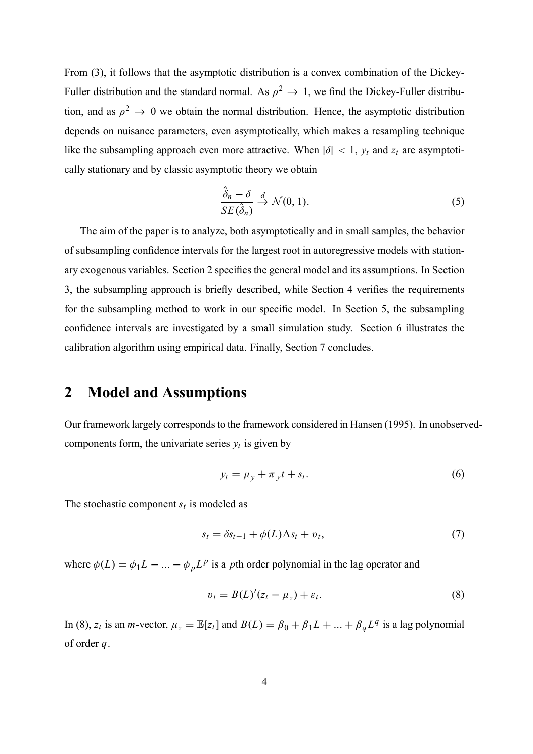From (3), it follows that the asymptotic distribution is a convex combination of the Dickey-Fuller distribution and the standard normal. As $\rho^2 \to 1$, we find the Dickey-Fuller distribution, and as $\rho^2 \to 0$ we obtain the normal distribution. Hence, the asymptotic distribution depends on nuisance parameters, even asymptotically, which makes a resampling technique like the subsampling approach even more attractive. When $|\delta| < 1$, $y_t$ and $z_t$ are asymptotically stationary and by classic asymptotic theory we obtain

$$\frac{\hat{\delta}_n - \delta}{SE(\hat{\delta}_n)} \xrightarrow{d} \mathcal{N}(0, 1). \tag{5}$$

The aim of the paper is to analyze, both asymptotically and in small samples, the behavior of subsampling confidence intervals for the largest root in autoregressive models with stationary exogenous variables. Section 2 specifies the general model and its assumptions. In Section 3, the subsampling approach is briefly described, while Section 4 verifies the requirements for the subsampling method to work in our specific model. In Section 5, the subsampling confidence intervals are investigated by a small simulation study. Section 6 illustrates the calibration algorithm using empirical data. Finally, Section 7 concludes.

## 2 Model and Assumptions

Our framework largely corresponds to the framework considered in Hansen (1995). In unobserved-components form, the univariate series $y_t$ is given by

$$y_t = \mu_y + \pi_y t + s_t. \tag{6}$$

The stochastic component $s_t$ is modeled as

$$s_t = \delta s_{t-1} + \phi(L)\Delta s_t + \upsilon_t, \tag{7}$$

where $\phi(L) = \phi_1 L - ... - \phi_p L^p$ is a $p$th order polynomial in the lag operator and

$$\upsilon_t = B(L)'(z_t - \mu_z) + \varepsilon_t. \tag{8}$$

In (8), $z_t$ is an $m$-vector, $\mu_z = \mathbb{E}[z_t]$ and $B(L) = \beta_0 + \beta_1 L + ... + \beta_q L^q$ is a lag polynomial of order $q$.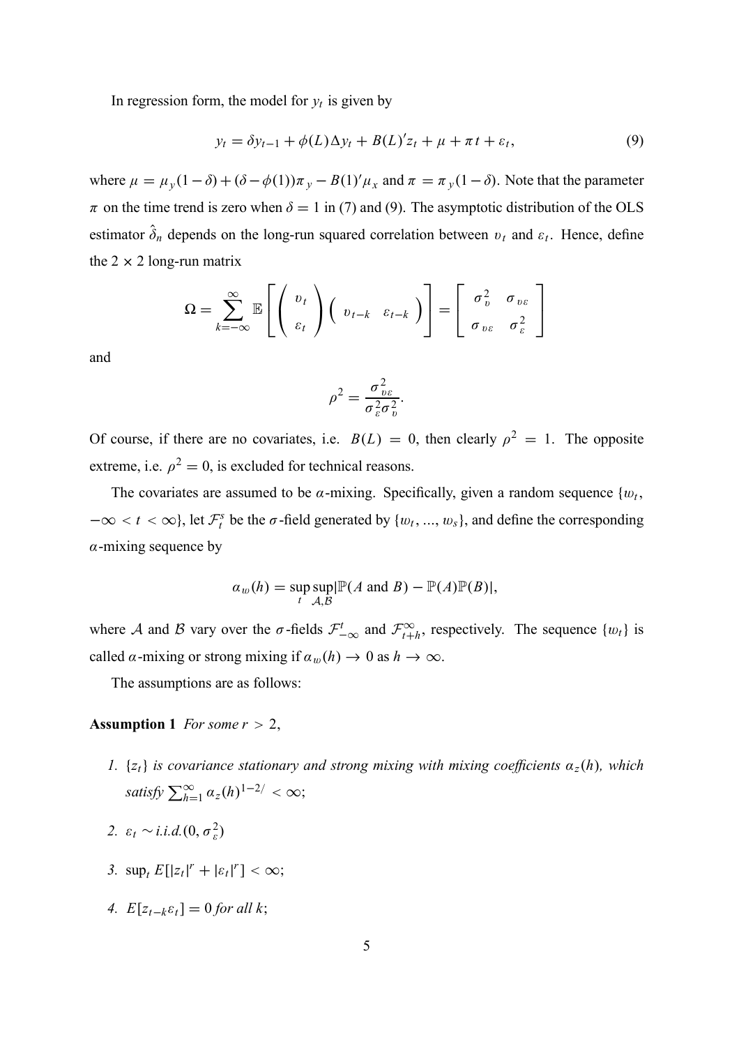In regression form, the model for $y_t$ is given by

$$y_t = \delta y_{t-1} + \phi(L)\Delta y_t + B(L)' z_t + \mu + \pi t + \varepsilon_t, \tag{9}$$

where $\mu = \mu_y(1-\delta) + (\delta - \phi(1))\pi_y - B(1)'\mu_x$ and $\pi = \pi_y(1-\delta)$. Note that the parameter $\pi$ on the time trend is zero when $\delta = 1$ in (7) and (9). The asymptotic distribution of the OLS estimator $\hat{\delta}_n$ depends on the long-run squared correlation between $\upsilon_t$ and $\varepsilon_t$. Hence, define the $2 \times 2$ long-run matrix

$$\Omega = \sum_{k=-\infty}^{\infty} \mathbb{E}\left[ \begin{pmatrix} \upsilon_t \\ \varepsilon_t \end{pmatrix} \begin{pmatrix} \upsilon_{t-k} & \varepsilon_{t-k} \end{pmatrix} \right] = \begin{bmatrix} \sigma_\upsilon^2 & \sigma_{\upsilon\varepsilon} \\ \sigma_{\upsilon\varepsilon} & \sigma_\varepsilon^2 \end{bmatrix}$$

and

$$\rho^2 = \frac{\sigma_{\upsilon\varepsilon}^2}{\sigma_\varepsilon^2 \sigma_\upsilon^2}.$$

Of course, if there are no covariates, i.e. $B(L) = 0$, then clearly $\rho^2 = 1$. The opposite extreme, i.e. $\rho^2 = 0$, is excluded for technical reasons.

The covariates are assumed to be $\alpha$-mixing. Specifically, given a random sequence $\{w_t, -\infty < t < \infty\}$, let $\mathcal{F}_t^s$ be the $\sigma$-field generated by $\{w_t, ..., w_s\}$, and define the corresponding $\alpha$-mixing sequence by

$$\alpha_w(h) = \sup_t \sup_{\mathcal{A},\mathcal{B}} |\mathbb{P}(A \text{ and } B) - \mathbb{P}(A)\mathbb{P}(B)|,$$

where $\mathcal{A}$ and $\mathcal{B}$ vary over the $\sigma$-fields $\mathcal{F}_{-\infty}^t$ and $\mathcal{F}_{t+h}^{\infty}$, respectively. The sequence $\{w_t\}$ is called $\alpha$-mixing or strong mixing if $\alpha_w(h) \to 0$ as $h \to \infty$.

The assumptions are as follows:

**Assumption 1** *For some $r > 2$,*

1. *$\{z_t\}$ is covariance stationary and strong mixing with mixing coefficients $\alpha_z(h)$, which satisfy $\sum_{h=1}^{\infty} \alpha_z(h)^{1-2/} < \infty$;*
2. *$\varepsilon_t \sim i.i.d.(0, \sigma_\varepsilon^2)$*
3. *$\sup_t E[|z_t|^r + |\varepsilon_t|^r] < \infty$;*
4. *$E[z_{t-k}\varepsilon_t] = 0$ for all $k$;*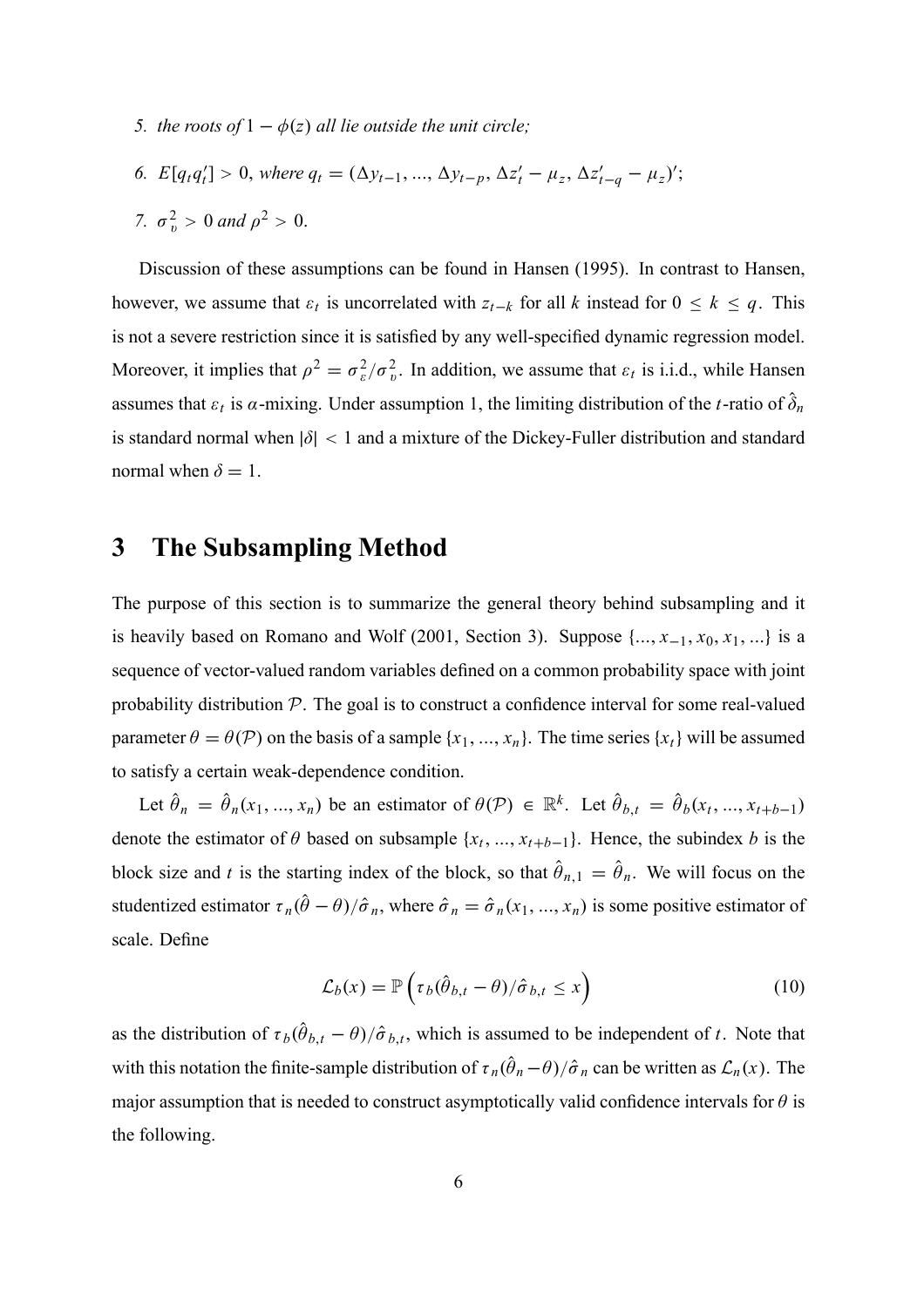5. *the roots of* $1 - \phi(z)$ *all lie outside the unit circle;*

6. $E[q_t q_t'] > 0$, *where* $q_t = (\Delta y_{t-1}, ..., \Delta y_{t-p}, \Delta z_t' - \mu_z, \Delta z_{t-q}' - \mu_z)'$;

7. $\sigma_v^2 > 0$ *and* $\rho^2 > 0$.

Discussion of these assumptions can be found in Hansen (1995). In contrast to Hansen, however, we assume that $\varepsilon_t$ is uncorrelated with $z_{t-k}$ for all $k$ instead for $0 \leq k \leq q$. This is not a severe restriction since it is satisfied by any well-specified dynamic regression model. Moreover, it implies that $\rho^2 = \sigma_\varepsilon^2 / \sigma_v^2$. In addition, we assume that $\varepsilon_t$ is i.i.d., while Hansen assumes that $\varepsilon_t$ is $\alpha$-mixing. Under assumption 1, the limiting distribution of the $t$-ratio of $\hat{\delta}_n$ is standard normal when $|\delta| < 1$ and a mixture of the Dickey-Fuller distribution and standard normal when $\delta = 1$.

# 3 The Subsampling Method

The purpose of this section is to summarize the general theory behind subsampling and it is heavily based on Romano and Wolf (2001, Section 3). Suppose $\{..., x_{-1}, x_0, x_1, ...\}$ is a sequence of vector-valued random variables defined on a common probability space with joint probability distribution $\mathcal{P}$. The goal is to construct a confidence interval for some real-valued parameter $\theta = \theta(\mathcal{P})$ on the basis of a sample $\{x_1, ..., x_n\}$. The time series $\{x_t\}$ will be assumed to satisfy a certain weak-dependence condition.

Let $\hat{\theta}_n = \hat{\theta}_n(x_1, ..., x_n)$ be an estimator of $\theta(\mathcal{P}) \in \mathbb{R}^k$. Let $\hat{\theta}_{b,t} = \hat{\theta}_b(x_t, ..., x_{t+b-1})$ denote the estimator of $\theta$ based on subsample $\{x_t, ..., x_{t+b-1}\}$. Hence, the subindex $b$ is the block size and $t$ is the starting index of the block, so that $\hat{\theta}_{n,1} = \hat{\theta}_n$. We will focus on the studentized estimator $\tau_n(\hat{\theta} - \theta)/\hat{\sigma}_n$, where $\hat{\sigma}_n = \hat{\sigma}_n(x_1, ..., x_n)$ is some positive estimator of scale. Define

$$\mathcal{L}_b(x) = \mathbb{P}\left(\tau_b(\hat{\theta}_{b,t} - \theta)/\hat{\sigma}_{b,t} \leq x\right) \tag{10}$$

as the distribution of $\tau_b(\hat{\theta}_{b,t} - \theta)/\hat{\sigma}_{b,t}$, which is assumed to be independent of $t$. Note that with this notation the finite-sample distribution of $\tau_n(\hat{\theta}_n - \theta)/\hat{\sigma}_n$ can be written as $\mathcal{L}_n(x)$. The major assumption that is needed to construct asymptotically valid confidence intervals for $\theta$ is the following.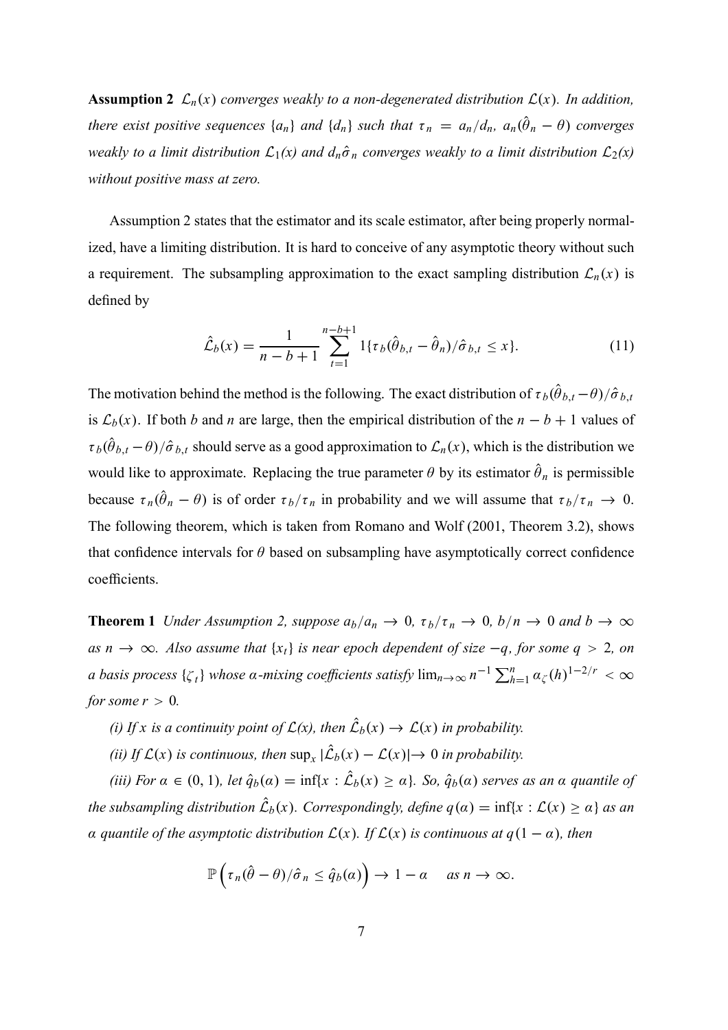**Assumption 2** *$\mathcal{L}_n(x)$ converges weakly to a non-degenerated distribution $\mathcal{L}(x)$. In addition, there exist positive sequences $\{a_n\}$ and $\{d_n\}$ such that $\tau_n = a_n/d_n$, $a_n(\hat{\theta}_n - \theta)$ converges weakly to a limit distribution $\mathcal{L}_1(x)$ and $d_n\hat{\sigma}_n$ converges weakly to a limit distribution $\mathcal{L}_2(x)$ without positive mass at zero.*

Assumption 2 states that the estimator and its scale estimator, after being properly normalized, have a limiting distribution. It is hard to conceive of any asymptotic theory without such a requirement. The subsampling approximation to the exact sampling distribution $\mathcal{L}_n(x)$ is defined by

$$\hat{\mathcal{L}}_b(x) = \frac{1}{n-b+1}\sum_{t=1}^{n-b+1} 1\{\tau_b(\hat{\theta}_{b,t} - \hat{\theta}_n)/\hat{\sigma}_{b,t} \leq x\}. \tag{11}$$

The motivation behind the method is the following. The exact distribution of $\tau_b(\hat{\theta}_{b,t} - \theta)/\hat{\sigma}_{b,t}$ is $\mathcal{L}_b(x)$. If both $b$ and $n$ are large, then the empirical distribution of the $n-b+1$ values of $\tau_b(\hat{\theta}_{b,t} - \theta)/\hat{\sigma}_{b,t}$ should serve as a good approximation to $\mathcal{L}_n(x)$, which is the distribution we would like to approximate. Replacing the true parameter $\theta$ by its estimator $\hat{\theta}_n$ is permissible because $\tau_n(\hat{\theta}_n - \theta)$ is of order $\tau_b/\tau_n$ in probability and we will assume that $\tau_b/\tau_n \to 0$. The following theorem, which is taken from Romano and Wolf (2001, Theorem 3.2), shows that confidence intervals for $\theta$ based on subsampling have asymptotically correct confidence coefficients.

**Theorem 1** *Under Assumption 2, suppose $a_b/a_n \to 0$, $\tau_b/\tau_n \to 0$, $b/n \to 0$ and $b \to \infty$ as $n \to \infty$. Also assume that $\{x_t\}$ is near epoch dependent of size $-q$, for some $q > 2$, on a basis process $\{\zeta_t\}$ whose $\alpha$-mixing coefficients satisfy $\lim_{n\to\infty} n^{-1}\sum_{h=1}^{n} \alpha_\zeta(h)^{1-2/r} < \infty$ for some $r > 0$.*

*(i) If $x$ is a continuity point of $\mathcal{L}(x)$, then $\hat{\mathcal{L}}_b(x) \to \mathcal{L}(x)$ in probability.*

*(ii) If $\mathcal{L}(x)$ is continuous, then $\sup_x |\hat{\mathcal{L}}_b(x) - \mathcal{L}(x)| \to 0$ in probability.*

*(iii) For $\alpha \in (0,1)$, let $\hat{q}_b(\alpha) = \inf\{x : \hat{\mathcal{L}}_b(x) \geq \alpha\}$. So, $\hat{q}_b(\alpha)$ serves as an $\alpha$ quantile of the subsampling distribution $\hat{\mathcal{L}}_b(x)$. Correspondingly, define $q(\alpha) = \inf\{x : \mathcal{L}(x) \geq \alpha\}$ as an $\alpha$ quantile of the asymptotic distribution $\mathcal{L}(x)$. If $\mathcal{L}(x)$ is continuous at $q(1-\alpha)$, then*

$$\mathbb{P}\left(\tau_n(\hat{\theta} - \theta)/\hat{\sigma}_n \leq \hat{q}_b(\alpha)\right) \to 1 - \alpha \quad \text{as } n \to \infty.$$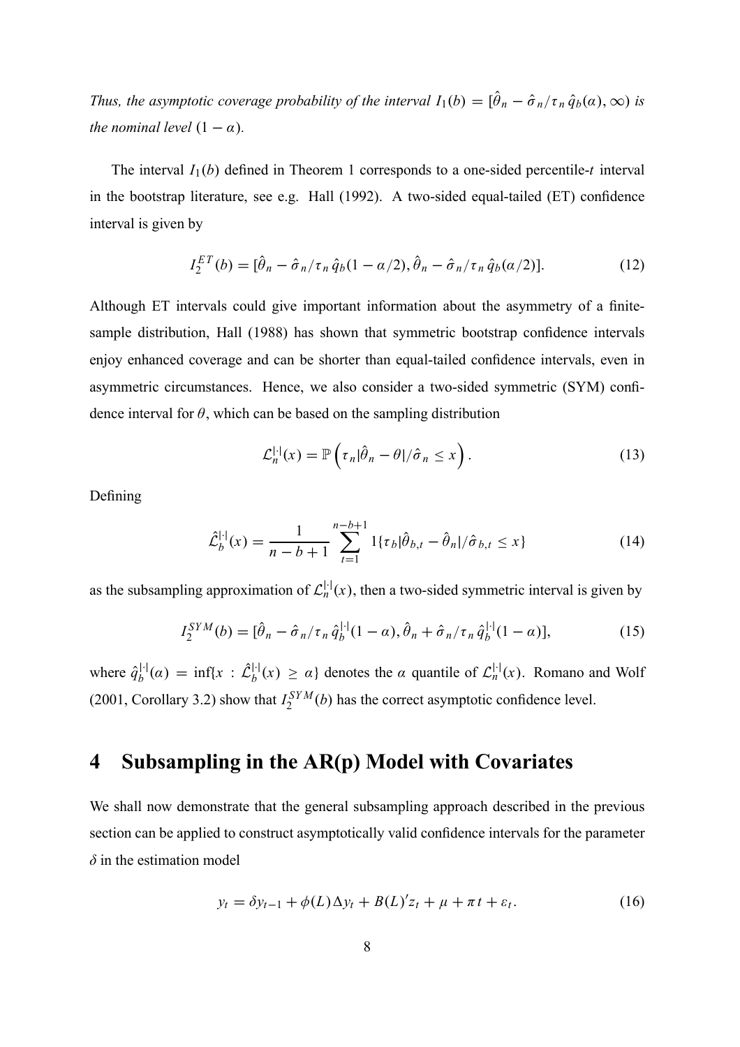*Thus, the asymptotic coverage probability of the interval $I_1(b) = [\hat{\theta}_n - \hat{\sigma}_n/\tau_n \, \hat{q}_b(\alpha), \infty)$ is the nominal level $(1-\alpha)$.*

The interval $I_1(b)$ defined in Theorem 1 corresponds to a one-sided percentile-$t$ interval in the bootstrap literature, see e.g. Hall (1992). A two-sided equal-tailed (ET) confidence interval is given by

$$I_2^{ET}(b) = [\hat{\theta}_n - \hat{\sigma}_n/\tau_n \, \hat{q}_b(1-\alpha/2), \hat{\theta}_n - \hat{\sigma}_n/\tau_n \, \hat{q}_b(\alpha/2)]. \tag{12}$$

Although ET intervals could give important information about the asymmetry of a finite-sample distribution, Hall (1988) has shown that symmetric bootstrap confidence intervals enjoy enhanced coverage and can be shorter than equal-tailed confidence intervals, even in asymmetric circumstances. Hence, we also consider a two-sided symmetric (SYM) confidence interval for $\theta$, which can be based on the sampling distribution

$$\mathcal{L}_n^{|\cdot|}(x) = \mathbb{P}\left(\tau_n |\hat{\theta}_n - \theta| / \hat{\sigma}_n \leq x\right). \tag{13}$$

Defining

$$\hat{\mathcal{L}}_b^{|\cdot|}(x) = \frac{1}{n-b+1} \sum_{t=1}^{n-b+1} 1\{\tau_b |\hat{\theta}_{b,t} - \hat{\theta}_n| / \hat{\sigma}_{b,t} \leq x\} \tag{14}$$

as the subsampling approximation of $\mathcal{L}_n^{|\cdot|}(x)$, then a two-sided symmetric interval is given by

$$I_2^{SYM}(b) = [\hat{\theta}_n - \hat{\sigma}_n/\tau_n \, \hat{q}_b^{|\cdot|}(1-\alpha), \hat{\theta}_n + \hat{\sigma}_n/\tau_n \, \hat{q}_b^{|\cdot|}(1-\alpha)], \tag{15}$$

where $\hat{q}_b^{|\cdot|}(\alpha) = \inf\{x : \hat{\mathcal{L}}_b^{|\cdot|}(x) \geq \alpha\}$ denotes the $\alpha$ quantile of $\mathcal{L}_n^{|\cdot|}(x)$. Romano and Wolf (2001, Corollary 3.2) show that $I_2^{SYM}(b)$ has the correct asymptotic confidence level.

# 4 Subsampling in the AR(p) Model with Covariates

We shall now demonstrate that the general subsampling approach described in the previous section can be applied to construct asymptotically valid confidence intervals for the parameter $\delta$ in the estimation model

$$y_t = \delta y_{t-1} + \phi(L)\Delta y_t + B(L)' z_t + \mu + \pi t + \varepsilon_t. \tag{16}$$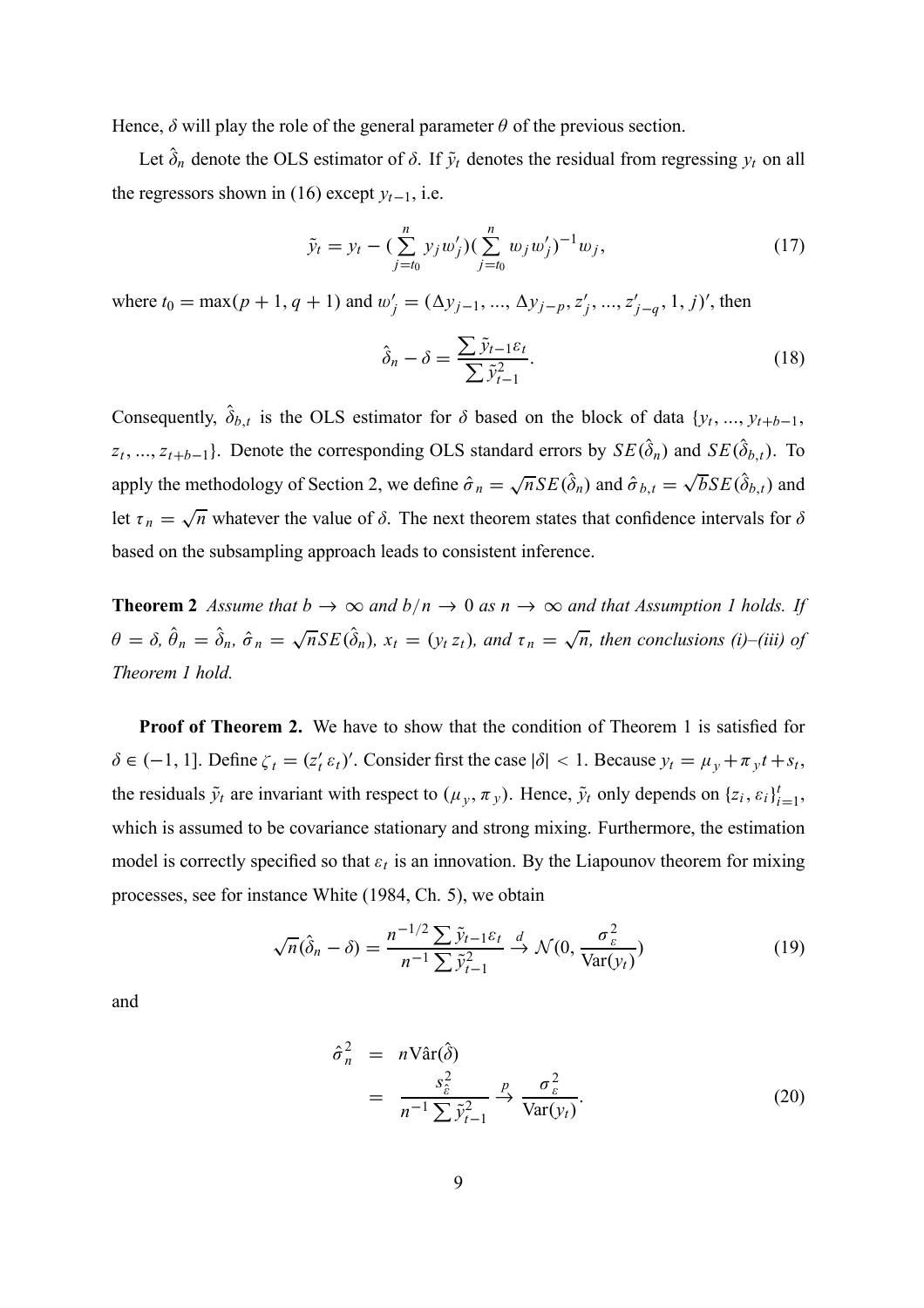Hence, $\delta$ will play the role of the general parameter $\theta$ of the previous section.

Let $\hat{\delta}_n$ denote the OLS estimator of $\delta$. If $\tilde{y}_t$ denotes the residual from regressing $y_t$ on all the regressors shown in (16) except $y_{t-1}$, i.e.

$$
\tilde{y}_t = y_t - (\sum_{j=t_0}^{n} y_j w_j')(\sum_{j=t_0}^{n} w_j w_j')^{-1} w_j, \tag{17}
$$

where $t_0 = \max(p+1, q+1)$ and $w_j' = (\Delta y_{j-1}, ..., \Delta y_{j-p}, z_j', ..., z_{j-q}', 1, j)'$, then

$$
\hat{\delta}_n - \delta = \frac{\sum \tilde{y}_{t-1}\varepsilon_t}{\sum \tilde{y}_{t-1}^2}. \tag{18}
$$

Consequently, $\hat{\delta}_{b,t}$ is the OLS estimator for $\delta$ based on the block of data $\{y_t, ..., y_{t+b-1}, z_t, ..., z_{t+b-1}\}$. Denote the corresponding OLS standard errors by $SE(\hat{\delta}_n)$ and $SE(\hat{\delta}_{b,t})$. To apply the methodology of Section 2, we define $\hat{\sigma}_n = \sqrt{n}SE(\hat{\delta}_n)$ and $\hat{\sigma}_{b,t} = \sqrt{b}SE(\hat{\delta}_{b,t})$ and let $\tau_n = \sqrt{n}$ whatever the value of $\delta$. The next theorem states that confidence intervals for $\delta$ based on the subsampling approach leads to consistent inference.

**Theorem 2** *Assume that $b \to \infty$ and $b/n \to 0$ as $n \to \infty$ and that Assumption 1 holds. If $\theta = \delta$, $\hat{\theta}_n = \hat{\delta}_n$, $\hat{\sigma}_n = \sqrt{n}SE(\hat{\delta}_n)$, $x_t = (y_t\, z_t)$, and $\tau_n = \sqrt{n}$, then conclusions (i)–(iii) of Theorem 1 hold.*

**Proof of Theorem 2.** We have to show that the condition of Theorem 1 is satisfied for $\delta \in (-1, 1]$. Define $\zeta_t = (z_t'\, \varepsilon_t)'$. Consider first the case $|\delta| < 1$. Because $y_t = \mu_y + \pi_y t + s_t$, the residuals $\tilde{y}_t$ are invariant with respect to $(\mu_y, \pi_y)$. Hence, $\tilde{y}_t$ only depends on $\{z_i, \varepsilon_i\}_{i=1}^t$, which is assumed to be covariance stationary and strong mixing. Furthermore, the estimation model is correctly specified so that $\varepsilon_t$ is an innovation. By the Liapounov theorem for mixing processes, see for instance White (1984, Ch. 5), we obtain

$$
\sqrt{n}(\hat{\delta}_n - \delta) = \frac{n^{-1/2}\sum \tilde{y}_{t-1}\varepsilon_t}{n^{-1}\sum \tilde{y}_{t-1}^2} \xrightarrow{d} \mathcal{N}(0, \frac{\sigma_\varepsilon^2}{\text{Var}(y_t)}) \tag{19}
$$

and

$$
\begin{aligned}
\hat{\sigma}_n^2 &= n\hat{\text{Var}}(\hat{\delta}) \\
&= \frac{s_{\hat{\varepsilon}}^2}{n^{-1}\sum \tilde{y}_{t-1}^2} \xrightarrow{p} \frac{\sigma_\varepsilon^2}{\text{Var}(y_t)}.
\end{aligned} \tag{20}
$$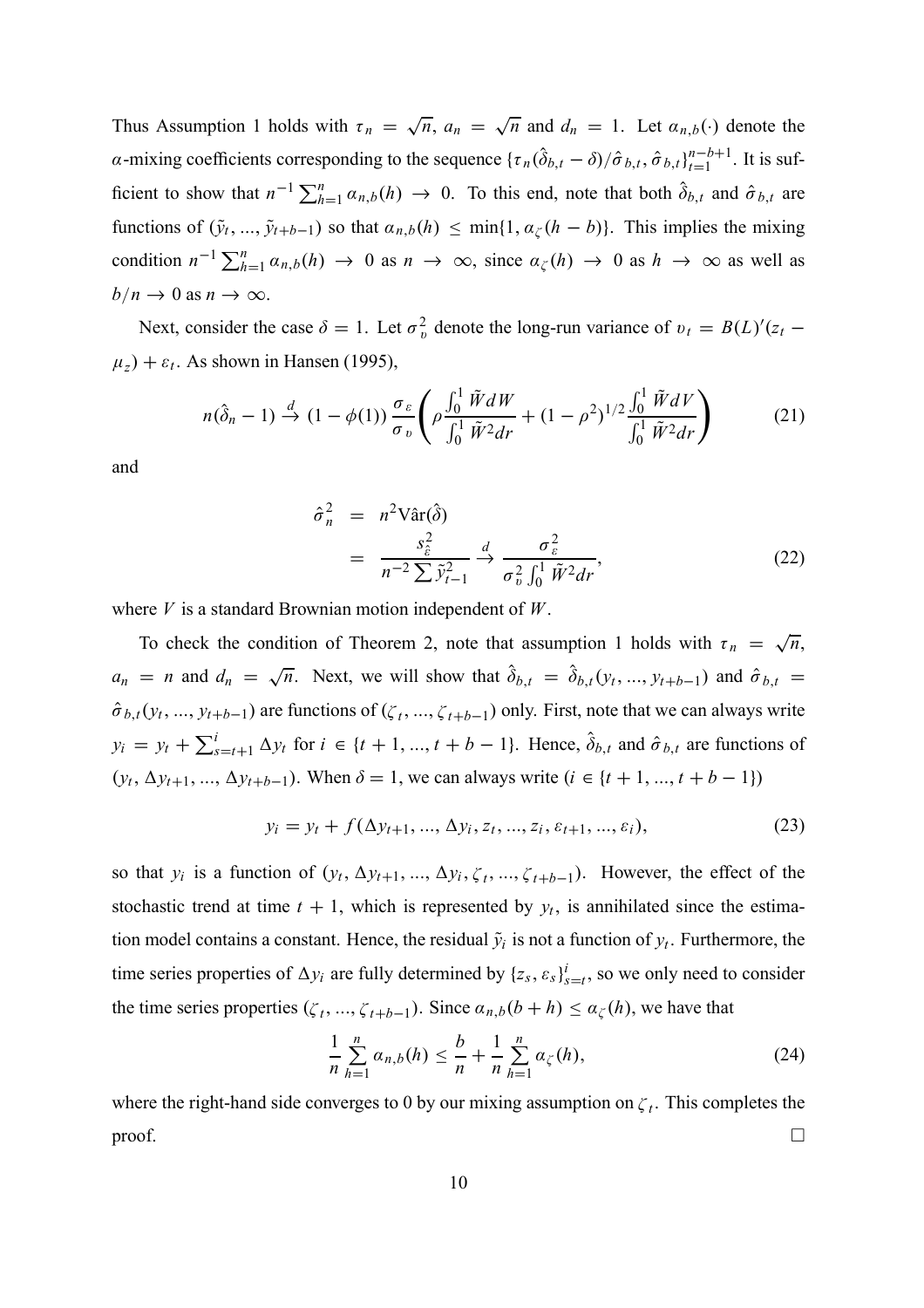Thus Assumption 1 holds with $\tau_n = \sqrt{n}$, $a_n = \sqrt{n}$ and $d_n = 1$. Let $\alpha_{n,b}(\cdot)$ denote the $\alpha$-mixing coefficients corresponding to the sequence $\{\tau_n(\hat{\delta}_{b,t} - \delta)/\hat{\sigma}_{b,t}, \hat{\sigma}_{b,t}\}_{t=1}^{n-b+1}$. It is sufficient to show that $n^{-1}\sum_{h=1}^{n} \alpha_{n,b}(h) \to 0$. To this end, note that both $\hat{\delta}_{b,t}$ and $\hat{\sigma}_{b,t}$ are functions of $(\tilde{y}_t, ..., \tilde{y}_{t+b-1})$ so that $\alpha_{n,b}(h) \leq \min\{1, \alpha_\zeta(h-b)\}$. This implies the mixing condition $n^{-1}\sum_{h=1}^{n} \alpha_{n,b}(h) \to 0$ as $n \to \infty$, since $\alpha_\zeta(h) \to 0$ as $h \to \infty$ as well as $b/n \to 0$ as $n \to \infty$.

Next, consider the case $\delta = 1$. Let $\sigma_v^2$ denote the long-run variance of $v_t = B(L)'(z_t - \mu_z) + \varepsilon_t$. As shown in Hansen (1995),

$$n(\hat{\delta}_n - 1) \xrightarrow{d} (1-\phi(1))\frac{\sigma_\varepsilon}{\sigma_v}\left(\rho\frac{\int_0^1 \tilde{W}dW}{\int_0^1 \tilde{W}^2 dr} + (1-\rho^2)^{1/2}\frac{\int_0^1 \tilde{W}dV}{\int_0^1 \tilde{W}^2 dr}\right) \tag{21}$$

and

$$\begin{aligned}\hat{\sigma}_n^2 &= n^2 \hat{\text{Var}}(\hat{\delta}) \\ &= \frac{s_{\hat{\varepsilon}}^2}{n^{-2}\sum \tilde{y}_{t-1}^2} \xrightarrow{d} \frac{\sigma_\varepsilon^2}{\sigma_v^2 \int_0^1 \tilde{W}^2 dr},\end{aligned} \tag{22}$$

where $V$ is a standard Brownian motion independent of $W$.

To check the condition of Theorem 2, note that assumption 1 holds with $\tau_n = \sqrt{n}$, $a_n = n$ and $d_n = \sqrt{n}$. Next, we will show that $\hat{\delta}_{b,t} = \hat{\delta}_{b,t}(y_t, ..., y_{t+b-1})$ and $\hat{\sigma}_{b,t} = \hat{\sigma}_{b,t}(y_t, ..., y_{t+b-1})$ are functions of $(\zeta_t, ..., \zeta_{t+b-1})$ only. First, note that we can always write $y_i = y_t + \sum_{s=t+1}^{i} \Delta y_t$ for $i \in \{t+1, ..., t+b-1\}$. Hence, $\hat{\delta}_{b,t}$ and $\hat{\sigma}_{b,t}$ are functions of $(y_t, \Delta y_{t+1}, ..., \Delta y_{t+b-1})$. When $\delta = 1$, we can always write ($i \in \{t+1, ..., t+b-1\}$)

$$y_i = y_t + f(\Delta y_{t+1}, ..., \Delta y_i, z_t, ..., z_i, \varepsilon_{t+1}, ..., \varepsilon_i), \tag{23}$$

so that $y_i$ is a function of $(y_t, \Delta y_{t+1}, ..., \Delta y_i, \zeta_t, ..., \zeta_{t+b-1})$. However, the effect of the stochastic trend at time $t+1$, which is represented by $y_t$, is annihilated since the estimation model contains a constant. Hence, the residual $\tilde{y}_i$ is not a function of $y_t$. Furthermore, the time series properties of $\Delta y_i$ are fully determined by $\{z_s, \varepsilon_s\}_{s=t}^{i}$, so we only need to consider the time series properties $(\zeta_t, ..., \zeta_{t+b-1})$. Since $\alpha_{n,b}(b+h) \leq \alpha_\zeta(h)$, we have that

$$\frac{1}{n}\sum_{h=1}^{n} \alpha_{n,b}(h) \leq \frac{b}{n} + \frac{1}{n}\sum_{h=1}^{n} \alpha_\zeta(h), \tag{24}$$

where the right-hand side converges to 0 by our mixing assumption on $\zeta_t$. This completes the proof. $\square$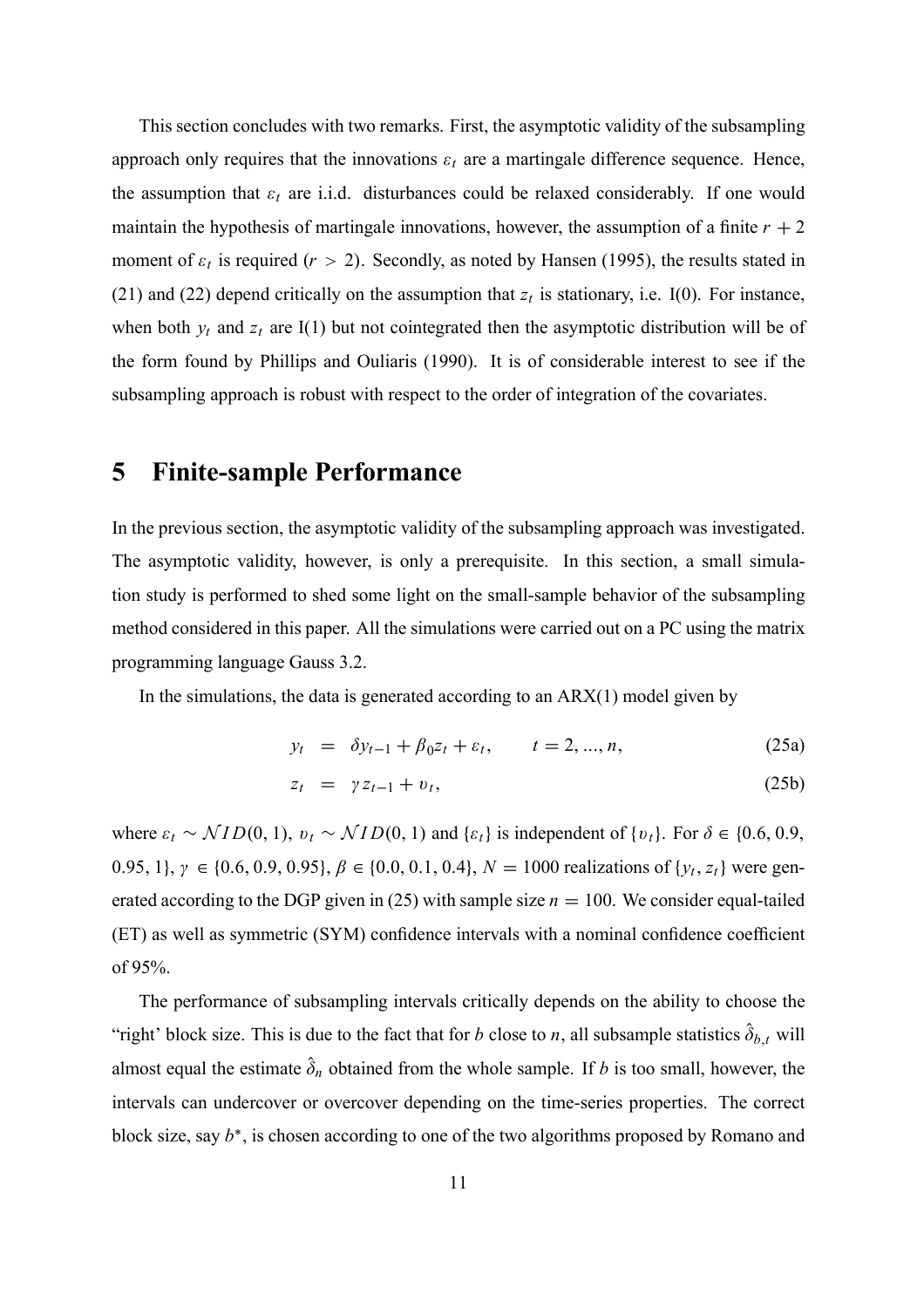This section concludes with two remarks. First, the asymptotic validity of the subsampling approach only requires that the innovations $\varepsilon_t$ are a martingale difference sequence. Hence, the assumption that $\varepsilon_t$ are i.i.d. disturbances could be relaxed considerably. If one would maintain the hypothesis of martingale innovations, however, the assumption of a finite $r+2$ moment of $\varepsilon_t$ is required ($r > 2$). Secondly, as noted by Hansen (1995), the results stated in (21) and (22) depend critically on the assumption that $z_t$ is stationary, i.e. I(0). For instance, when both $y_t$ and $z_t$ are I(1) but not cointegrated then the asymptotic distribution will be of the form found by Phillips and Ouliaris (1990). It is of considerable interest to see if the subsampling approach is robust with respect to the order of integration of the covariates.

# 5 Finite-sample Performance

In the previous section, the asymptotic validity of the subsampling approach was investigated. The asymptotic validity, however, is only a prerequisite. In this section, a small simulation study is performed to shed some light on the small-sample behavior of the subsampling method considered in this paper. All the simulations were carried out on a PC using the matrix programming language Gauss 3.2.

In the simulations, the data is generated according to an ARX(1) model given by

$$y_t = \delta y_{t-1} + \beta_0 z_t + \varepsilon_t, \qquad t = 2, ..., n, \tag{25a}$$

$$z_t = \gamma z_{t-1} + \upsilon_t, \tag{25b}$$

where $\varepsilon_t \sim \mathcal{N}ID(0,1)$, $\upsilon_t \sim \mathcal{N}ID(0,1)$ and $\{\varepsilon_t\}$ is independent of $\{\upsilon_t\}$. For $\delta \in \{0.6, 0.9, 0.95, 1\}$, $\gamma \in \{0.6, 0.9, 0.95\}$, $\beta \in \{0.0, 0.1, 0.4\}$, $N = 1000$ realizations of $\{y_t, z_t\}$ were generated according to the DGP given in (25) with sample size $n = 100$. We consider equal-tailed (ET) as well as symmetric (SYM) confidence intervals with a nominal confidence coefficient of 95%.

The performance of subsampling intervals critically depends on the ability to choose the "right' block size. This is due to the fact that for $b$ close to $n$, all subsample statistics $\hat{\delta}_{b,t}$ will almost equal the estimate $\hat{\delta}_n$ obtained from the whole sample. If $b$ is too small, however, the intervals can undercover or overcover depending on the time-series properties. The correct block size, say $b^*$, is chosen according to one of the two algorithms proposed by Romano and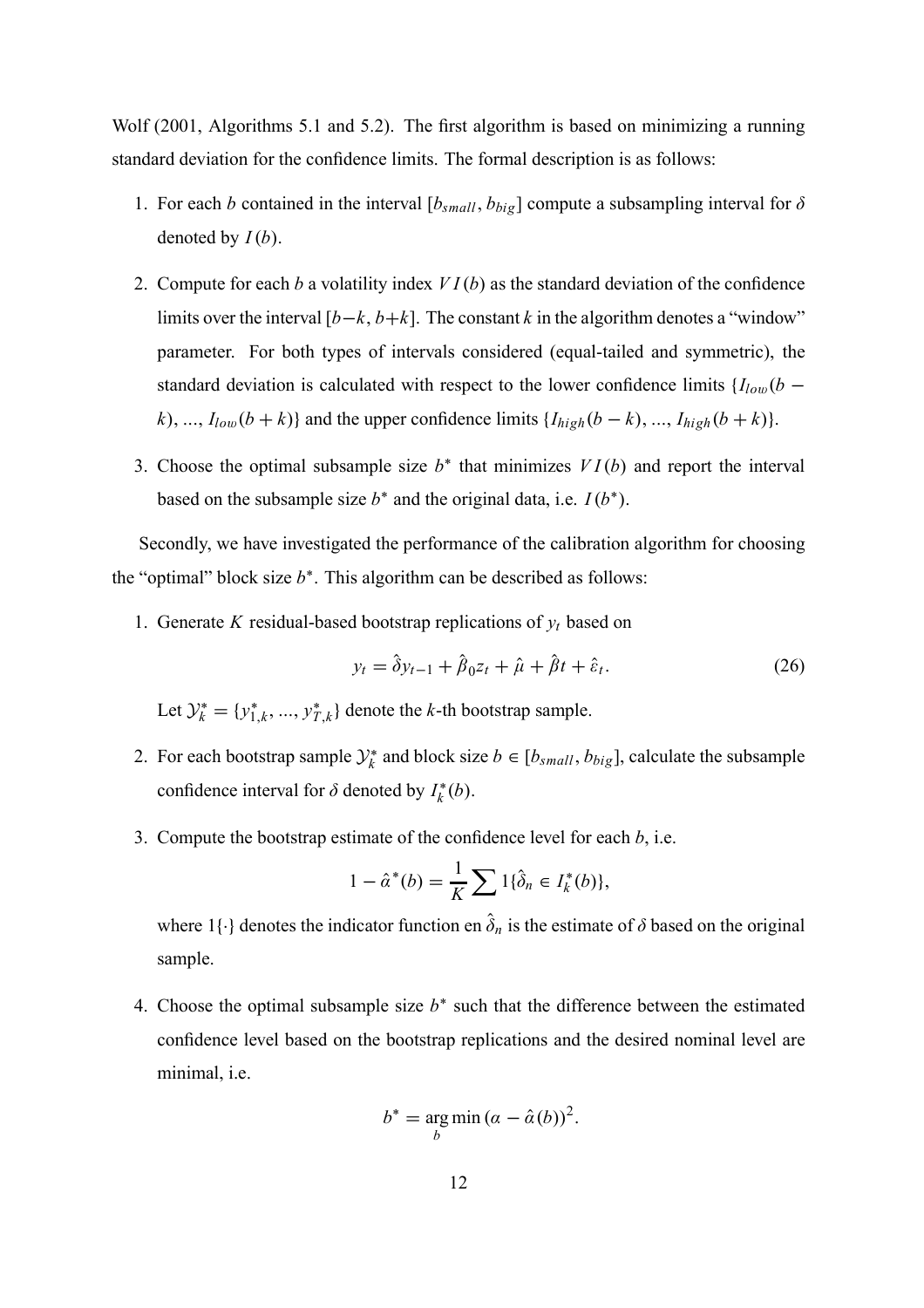Wolf (2001, Algorithms 5.1 and 5.2). The first algorithm is based on minimizing a running standard deviation for the confidence limits. The formal description is as follows:

1. For each $b$ contained in the interval $[b_{small}, b_{big}]$ compute a subsampling interval for $\delta$ denoted by $I(b)$.
2. Compute for each $b$ a volatility index $VI(b)$ as the standard deviation of the confidence limits over the interval $[b-k, b+k]$. The constant $k$ in the algorithm denotes a "window" parameter. For both types of intervals considered (equal-tailed and symmetric), the standard deviation is calculated with respect to the lower confidence limits $\{I_{low}(b-k), ..., I_{low}(b+k)\}$ and the upper confidence limits $\{I_{high}(b-k), ..., I_{high}(b+k)\}$.
3. Choose the optimal subsample size $b^*$ that minimizes $VI(b)$ and report the interval based on the subsample size $b^*$ and the original data, i.e. $I(b^*)$.

Secondly, we have investigated the performance of the calibration algorithm for choosing the "optimal" block size $b^*$. This algorithm can be described as follows:

1. Generate $K$ residual-based bootstrap replications of $y_t$ based on
$$y_t = \hat{\delta} y_{t-1} + \hat{\beta}_0 z_t + \hat{\mu} + \hat{\beta} t + \hat{\varepsilon}_t. \tag{26}$$
Let $\mathcal{Y}_k^* = \{y_{1,k}^*, ..., y_{T,k}^*\}$ denote the $k$-th bootstrap sample.
2. For each bootstrap sample $\mathcal{Y}_k^*$ and block size $b \in [b_{small}, b_{big}]$, calculate the subsample confidence interval for $\delta$ denoted by $I_k^*(b)$.
3. Compute the bootstrap estimate of the confidence level for each $b$, i.e.
$$1 - \hat{\alpha}^*(b) = \frac{1}{K} \sum 1\{\hat{\delta}_n \in I_k^*(b)\},$$
where $1\{\cdot\}$ denotes the indicator function en $\hat{\delta}_n$ is the estimate of $\delta$ based on the original sample.
4. Choose the optimal subsample size $b^*$ such that the difference between the estimated confidence level based on the bootstrap replications and the desired nominal level are minimal, i.e.
$$b^* = \underset{b}{\arg\min} \, (\alpha - \hat{\alpha}(b))^2.$$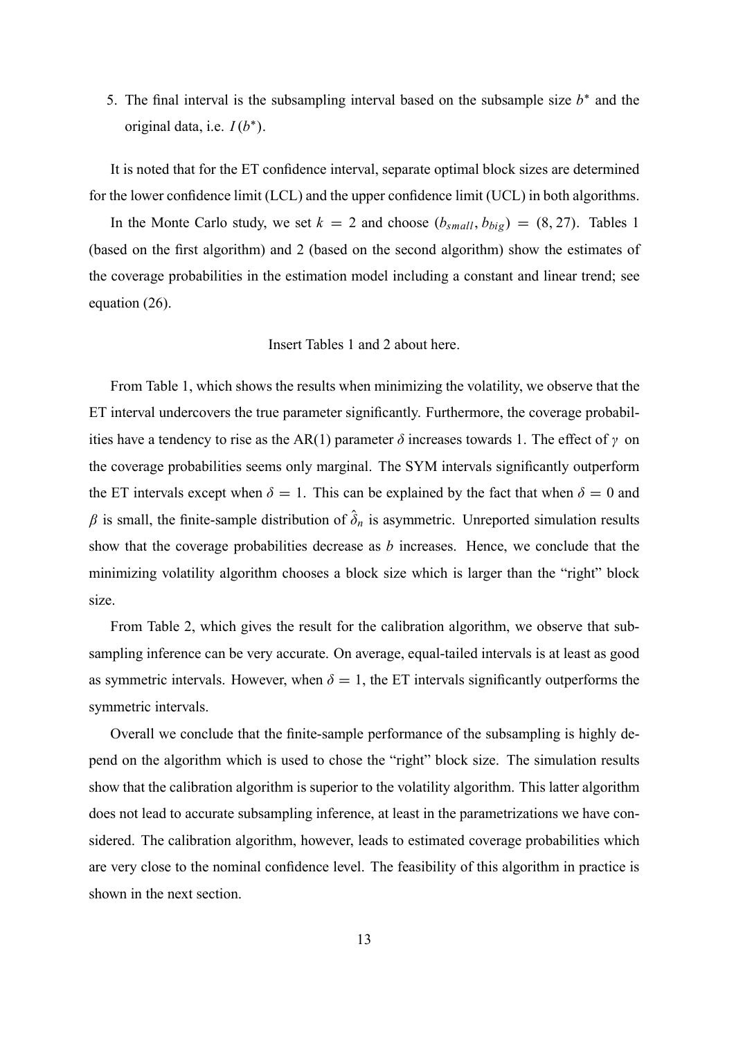5. The final interval is the subsampling interval based on the subsample size $b^*$ and the original data, i.e. $I(b^*)$.

It is noted that for the ET confidence interval, separate optimal block sizes are determined for the lower confidence limit (LCL) and the upper confidence limit (UCL) in both algorithms.

In the Monte Carlo study, we set $k = 2$ and choose $(b_{small}, b_{big}) = (8, 27)$. Tables 1 (based on the first algorithm) and 2 (based on the second algorithm) show the estimates of the coverage probabilities in the estimation model including a constant and linear trend; see equation (26).

Insert Tables 1 and 2 about here.

From Table 1, which shows the results when minimizing the volatility, we observe that the ET interval undercovers the true parameter significantly. Furthermore, the coverage probabilities have a tendency to rise as the AR(1) parameter $\delta$ increases towards 1. The effect of $\gamma$ on the coverage probabilities seems only marginal. The SYM intervals significantly outperform the ET intervals except when $\delta = 1$. This can be explained by the fact that when $\delta = 0$ and $\beta$ is small, the finite-sample distribution of $\hat{\delta}_n$ is asymmetric. Unreported simulation results show that the coverage probabilities decrease as $b$ increases. Hence, we conclude that the minimizing volatility algorithm chooses a block size which is larger than the "right" block size.

From Table 2, which gives the result for the calibration algorithm, we observe that subsampling inference can be very accurate. On average, equal-tailed intervals is at least as good as symmetric intervals. However, when $\delta = 1$, the ET intervals significantly outperforms the symmetric intervals.

Overall we conclude that the finite-sample performance of the subsampling is highly depend on the algorithm which is used to chose the "right" block size. The simulation results show that the calibration algorithm is superior to the volatility algorithm. This latter algorithm does not lead to accurate subsampling inference, at least in the parametrizations we have considered. The calibration algorithm, however, leads to estimated coverage probabilities which are very close to the nominal confidence level. The feasibility of this algorithm in practice is shown in the next section.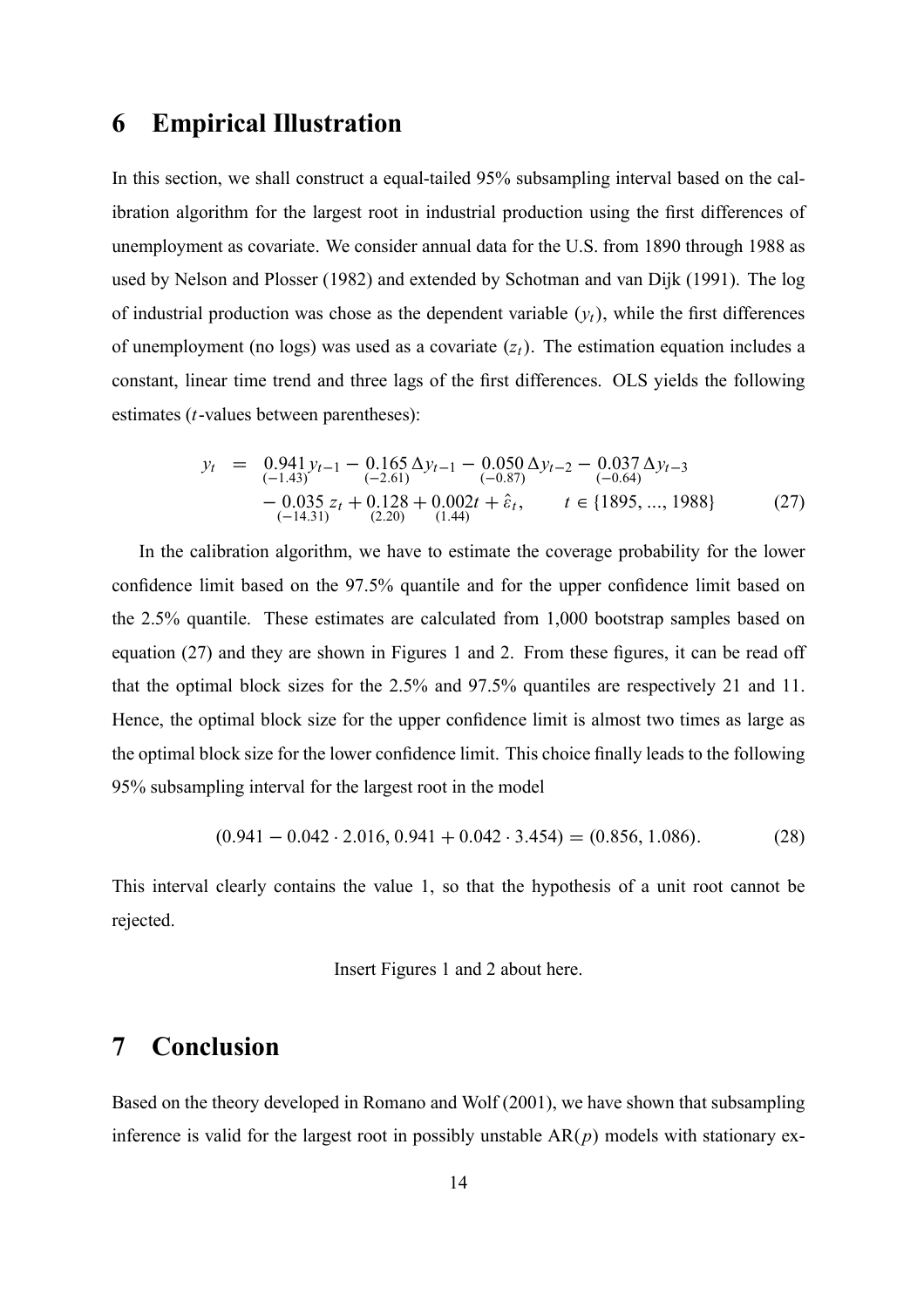# 6 Empirical Illustration

In this section, we shall construct a equal-tailed 95% subsampling interval based on the calibration algorithm for the largest root in industrial production using the first differences of unemployment as covariate. We consider annual data for the U.S. from 1890 through 1988 as used by Nelson and Plosser (1982) and extended by Schotman and van Dijk (1991). The log of industrial production was chose as the dependent variable ($y_t$), while the first differences of unemployment (no logs) was used as a covariate ($z_t$). The estimation equation includes a constant, linear time trend and three lags of the first differences. OLS yields the following estimates ($t$-values between parentheses):

$$\begin{aligned} y_t &= \underset{(-1.43)}{0.941}\, y_{t-1} - \underset{(-2.61)}{0.165}\, \Delta y_{t-1} - \underset{(-0.87)}{0.050}\, \Delta y_{t-2} - \underset{(-0.64)}{0.037}\, \Delta y_{t-3} \\ &\quad - \underset{(-14.31)}{0.035}\, z_t + \underset{(2.20)}{0.128} + \underset{(1.44)}{0.002} t + \hat{\varepsilon}_t, \qquad t \in \{1895, ..., 1988\} \end{aligned} \tag{27}$$

In the calibration algorithm, we have to estimate the coverage probability for the lower confidence limit based on the 97.5% quantile and for the upper confidence limit based on the 2.5% quantile. These estimates are calculated from 1,000 bootstrap samples based on equation (27) and they are shown in Figures 1 and 2. From these figures, it can be read off that the optimal block sizes for the 2.5% and 97.5% quantiles are respectively 21 and 11. Hence, the optimal block size for the upper confidence limit is almost two times as large as the optimal block size for the lower confidence limit. This choice finally leads to the following 95% subsampling interval for the largest root in the model

$$(0.941 - 0.042 \cdot 2.016, 0.941 + 0.042 \cdot 3.454) = (0.856, 1.086). \tag{28}$$

This interval clearly contains the value 1, so that the hypothesis of a unit root cannot be rejected.

Insert Figures 1 and 2 about here.

# 7 Conclusion

Based on the theory developed in Romano and Wolf (2001), we have shown that subsampling inference is valid for the largest root in possibly unstable AR($p$) models with stationary ex-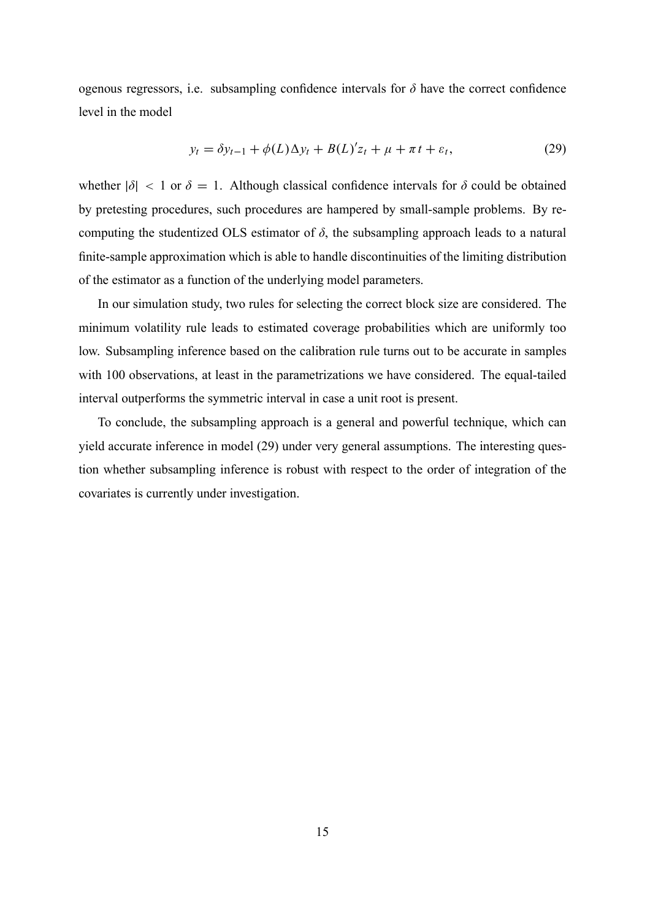ogenous regressors, i.e. subsampling confidence intervals for $\delta$ have the correct confidence level in the model

$$y_t = \delta y_{t-1} + \phi(L)\Delta y_t + B(L)' z_t + \mu + \pi t + \varepsilon_t, \tag{29}$$

whether $|\delta| < 1$ or $\delta = 1$. Although classical confidence intervals for $\delta$ could be obtained by pretesting procedures, such procedures are hampered by small-sample problems. By recomputing the studentized OLS estimator of $\delta$, the subsampling approach leads to a natural finite-sample approximation which is able to handle discontinuities of the limiting distribution of the estimator as a function of the underlying model parameters.

In our simulation study, two rules for selecting the correct block size are considered. The minimum volatility rule leads to estimated coverage probabilities which are uniformly too low. Subsampling inference based on the calibration rule turns out to be accurate in samples with 100 observations, at least in the parametrizations we have considered. The equal-tailed interval outperforms the symmetric interval in case a unit root is present.

To conclude, the subsampling approach is a general and powerful technique, which can yield accurate inference in model (29) under very general assumptions. The interesting question whether subsampling inference is robust with respect to the order of integration of the covariates is currently under investigation.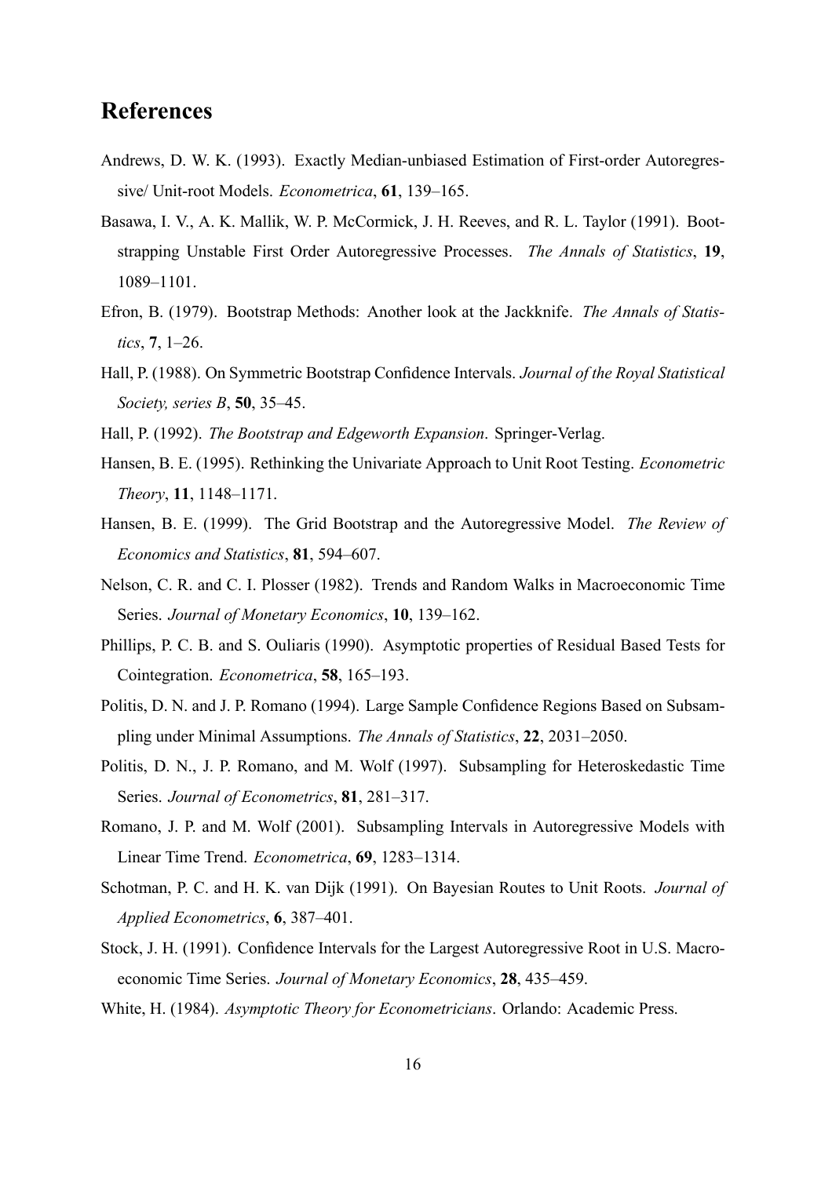# References

Andrews, D. W. K. (1993). Exactly Median-unbiased Estimation of First-order Autoregressive/ Unit-root Models. *Econometrica*, **61**, 139–165.

Basawa, I. V., A. K. Mallik, W. P. McCormick, J. H. Reeves, and R. L. Taylor (1991). Bootstrapping Unstable First Order Autoregressive Processes. *The Annals of Statistics*, **19**, 1089–1101.

Efron, B. (1979). Bootstrap Methods: Another look at the Jackknife. *The Annals of Statistics*, **7**, 1–26.

Hall, P. (1988). On Symmetric Bootstrap Confidence Intervals. *Journal of the Royal Statistical Society, series B*, **50**, 35–45.

Hall, P. (1992). *The Bootstrap and Edgeworth Expansion*. Springer-Verlag.

Hansen, B. E. (1995). Rethinking the Univariate Approach to Unit Root Testing. *Econometric Theory*, **11**, 1148–1171.

Hansen, B. E. (1999). The Grid Bootstrap and the Autoregressive Model. *The Review of Economics and Statistics*, **81**, 594–607.

Nelson, C. R. and C. I. Plosser (1982). Trends and Random Walks in Macroeconomic Time Series. *Journal of Monetary Economics*, **10**, 139–162.

Phillips, P. C. B. and S. Ouliaris (1990). Asymptotic properties of Residual Based Tests for Cointegration. *Econometrica*, **58**, 165–193.

Politis, D. N. and J. P. Romano (1994). Large Sample Confidence Regions Based on Subsampling under Minimal Assumptions. *The Annals of Statistics*, **22**, 2031–2050.

Politis, D. N., J. P. Romano, and M. Wolf (1997). Subsampling for Heteroskedastic Time Series. *Journal of Econometrics*, **81**, 281–317.

Romano, J. P. and M. Wolf (2001). Subsampling Intervals in Autoregressive Models with Linear Time Trend. *Econometrica*, **69**, 1283–1314.

Schotman, P. C. and H. K. van Dijk (1991). On Bayesian Routes to Unit Roots. *Journal of Applied Econometrics*, **6**, 387–401.

Stock, J. H. (1991). Confidence Intervals for the Largest Autoregressive Root in U.S. Macroeconomic Time Series. *Journal of Monetary Economics*, **28**, 435–459.

White, H. (1984). *Asymptotic Theory for Econometricians*. Orlando: Academic Press.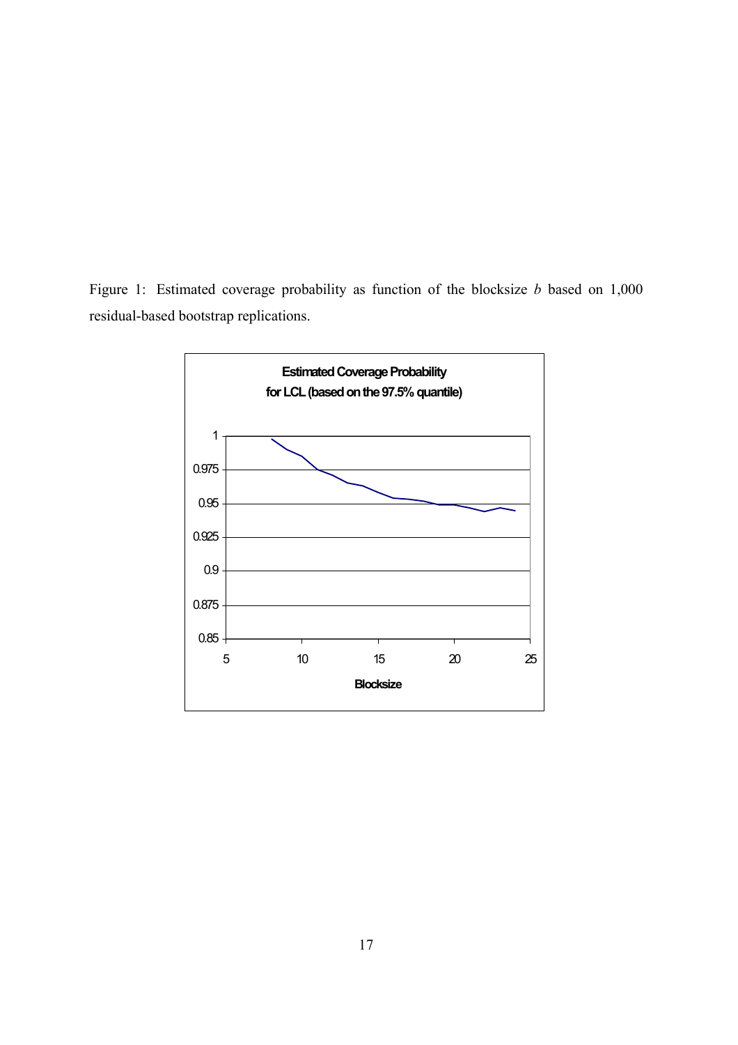Figure 1: Estimated coverage probability as function of the blocksize $b$ based on 1,000 residual-based bootstrap replications.

**Estimated Coverage Probability**
**for LCL (based on the 97.5% quantile)**

1
0.975
0.95
0.925
0.9
0.875
0.85

5
10
15
20
25

**Blocksize**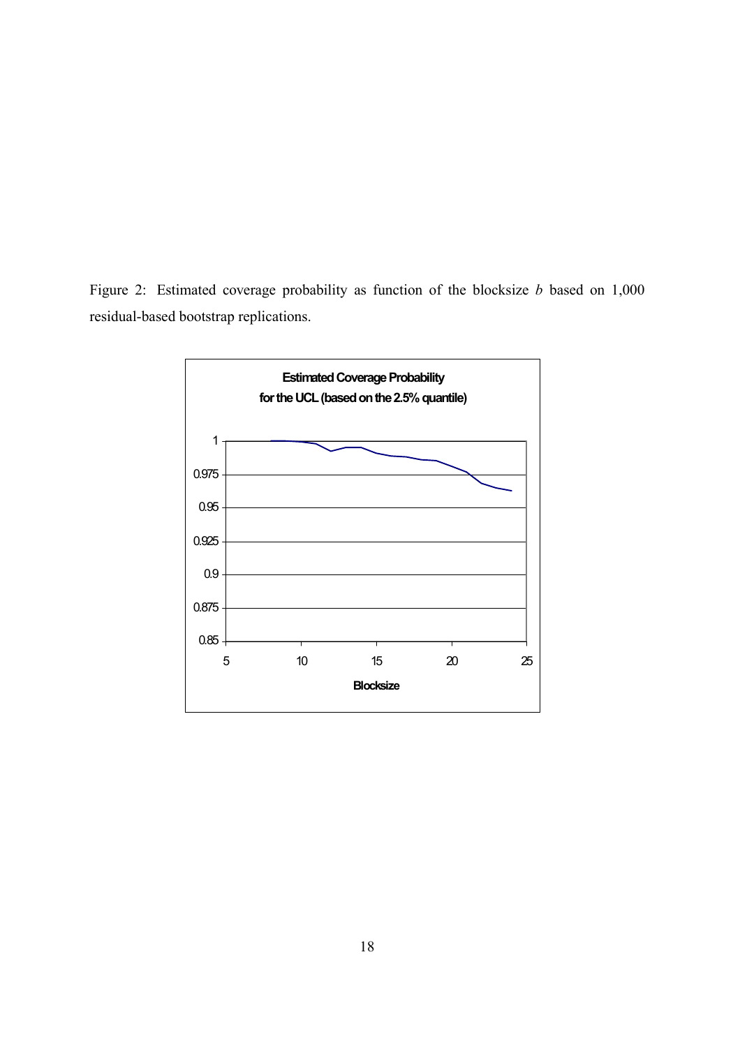Figure 2: Estimated coverage probability as function of the blocksize $b$ based on 1,000 residual-based bootstrap replications.

**Estimated Coverage Probability**
**for the UCL (based on the 2.5% quantile)**

1
0.975
0.95
0.925
0.9
0.875
0.85

5 10 15 20 25

**Blocksize**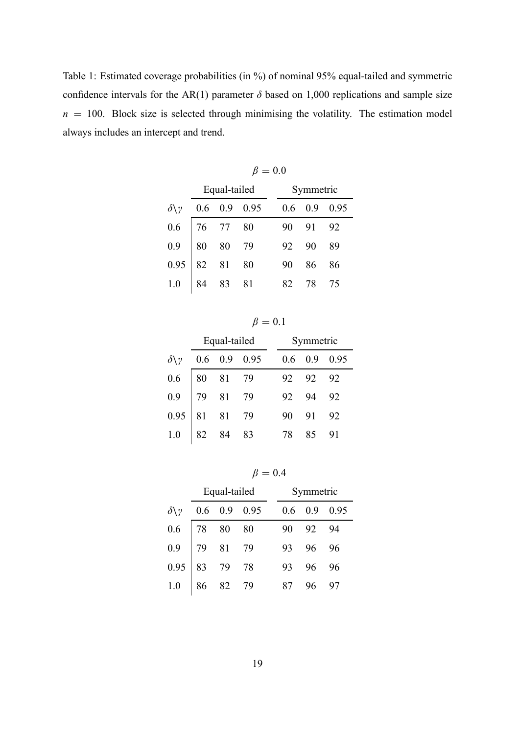Table 1: Estimated coverage probabilities (in %) of nominal 95% equal-tailed and symmetric confidence intervals for the AR(1) parameter $\delta$ based on 1,000 replications and sample size $n = 100$. Block size is selected through minimising the volatility. The estimation model always includes an intercept and trend.

$\beta = 0.0$

| | Equal-tailed | | | Symmetric | | |
|---|---|---|---|---|---|---|
| $\delta \backslash \gamma$ | 0.6 | 0.9 | 0.95 | 0.6 | 0.9 | 0.95 |
| 0.6 | 76 | 77 | 80 | 90 | 91 | 92 |
| 0.9 | 80 | 80 | 79 | 92 | 90 | 89 |
| 0.95 | 82 | 81 | 80 | 90 | 86 | 86 |
| 1.0 | 84 | 83 | 81 | 82 | 78 | 75 |

$\beta = 0.1$

| | Equal-tailed | | | Symmetric | | |
|---|---|---|---|---|---|---|
| $\delta \backslash \gamma$ | 0.6 | 0.9 | 0.95 | 0.6 | 0.9 | 0.95 |
| 0.6 | 80 | 81 | 79 | 92 | 92 | 92 |
| 0.9 | 79 | 81 | 79 | 92 | 94 | 92 |
| 0.95 | 81 | 81 | 79 | 90 | 91 | 92 |
| 1.0 | 82 | 84 | 83 | 78 | 85 | 91 |

$\beta = 0.4$

| | Equal-tailed | | | Symmetric | | |
|---|---|---|---|---|---|---|
| $\delta \backslash \gamma$ | 0.6 | 0.9 | 0.95 | 0.6 | 0.9 | 0.95 |
| 0.6 | 78 | 80 | 80 | 90 | 92 | 94 |
| 0.9 | 79 | 81 | 79 | 93 | 96 | 96 |
| 0.95 | 83 | 79 | 78 | 93 | 96 | 96 |
| 1.0 | 86 | 82 | 79 | 87 | 96 | 97 |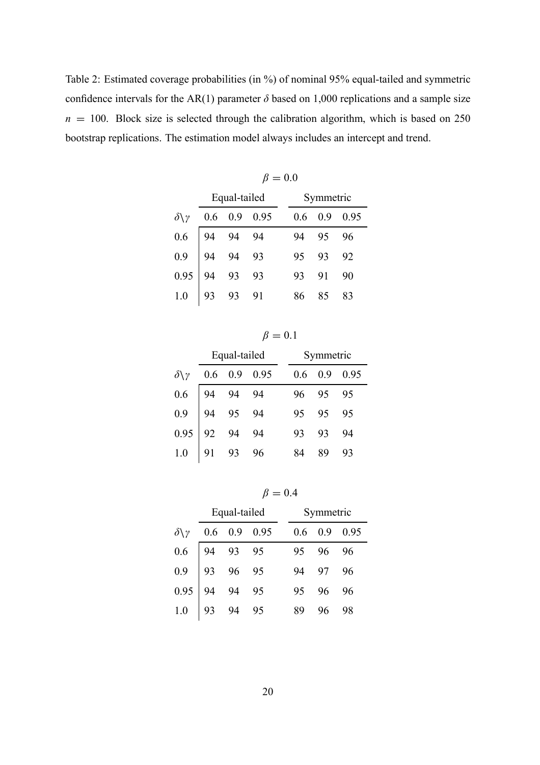Table 2: Estimated coverage probabilities (in %) of nominal 95% equal-tailed and symmetric confidence intervals for the AR(1) parameter $\delta$ based on 1,000 replications and a sample size $n = 100$. Block size is selected through the calibration algorithm, which is based on 250 bootstrap replications. The estimation model always includes an intercept and trend.

$\beta = 0.0$

| | Equal-tailed | | | Symmetric | | |
|---|---|---|---|---|---|---|
| $\delta \backslash \gamma$ | 0.6 | 0.9 | 0.95 | 0.6 | 0.9 | 0.95 |
| 0.6 | 94 | 94 | 94 | 94 | 95 | 96 |
| 0.9 | 94 | 94 | 93 | 95 | 93 | 92 |
| 0.95 | 94 | 93 | 93 | 93 | 91 | 90 |
| 1.0 | 93 | 93 | 91 | 86 | 85 | 83 |

$\beta = 0.1$

| | Equal-tailed | | | Symmetric | | |
|---|---|---|---|---|---|---|
| $\delta \backslash \gamma$ | 0.6 | 0.9 | 0.95 | 0.6 | 0.9 | 0.95 |
| 0.6 | 94 | 94 | 94 | 96 | 95 | 95 |
| 0.9 | 94 | 95 | 94 | 95 | 95 | 95 |
| 0.95 | 92 | 94 | 94 | 93 | 93 | 94 |
| 1.0 | 91 | 93 | 96 | 84 | 89 | 93 |

$\beta = 0.4$

| | Equal-tailed | | | Symmetric | | |
|---|---|---|---|---|---|---|
| $\delta \backslash \gamma$ | 0.6 | 0.9 | 0.95 | 0.6 | 0.9 | 0.95 |
| 0.6 | 94 | 93 | 95 | 95 | 96 | 96 |
| 0.9 | 93 | 96 | 95 | 94 | 97 | 96 |
| 0.95 | 94 | 94 | 95 | 95 | 96 | 96 |
| 1.0 | 93 | 94 | 95 | 89 | 96 | 98 |